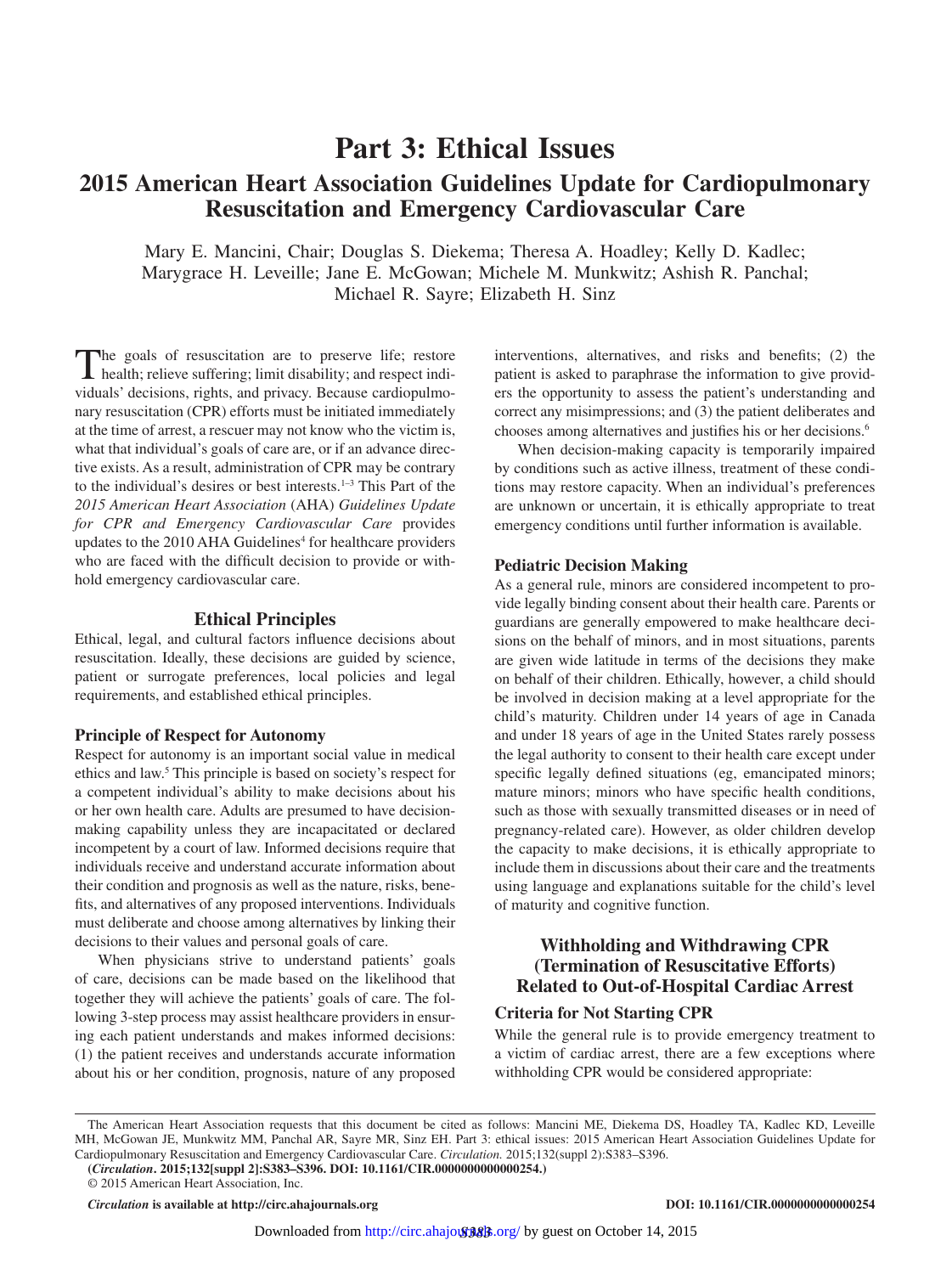# Part 3: Ethical Issues

## 2015 American Heart Association Guidelines Update for Cardiopulmonary Resuscitation and Emergency Cardiovascular Care

Mary E. Mancini, Chair; Douglas S. Diekema; Theresa A. Hoadley; Kelly D. Kadlec; Marygrace H. Leveille; Jane E. McGowan; Michele M. Munkwitz; Ashish R. Panchal; Michael R. Sayre; Elizabeth H. Sinz

The goals of resuscitation are to preserve life; restore health; relieve suffering; limit disability; and respect individuals' decisions, rights, and privacy. Because cardiopulmonary resuscitation (CPR) efforts must be initiated immediately at the time of arrest, a rescuer may not know who the victim is, what that individual's goals of care are, or if an advance directive exists. As a result, administration of CPR may be contrary to the individual's desires or best interests.[1–3] This Part of the *2015 American Heart Association* (AHA) *Guidelines Update for CPR and Emergency Cardiovascular Care* provides updates to the 2010 AHA Guidelines[4] for healthcare providers who are faced with the difficult decision to provide or withhold emergency cardiovascular care.

## Ethical Principles

Ethical, legal, and cultural factors influence decisions about resuscitation. Ideally, these decisions are guided by science, patient or surrogate preferences, local policies and legal requirements, and established ethical principles.

### Principle of Respect for Autonomy

Respect for autonomy is an important social value in medical ethics and law.[5] This principle is based on society's respect for a competent individual's ability to make decisions about his or her own health care. Adults are presumed to have decision-making capability unless they are incapacitated or declared incompetent by a court of law. Informed decisions require that individuals receive and understand accurate information about their condition and prognosis as well as the nature, risks, benefits, and alternatives of any proposed interventions. Individuals must deliberate and choose among alternatives by linking their decisions to their values and personal goals of care.

When physicians strive to understand patients' goals of care, decisions can be made based on the likelihood that together they will achieve the patients' goals of care. The following 3-step process may assist healthcare providers in ensuring each patient understands and makes informed decisions: (1) the patient receives and understands accurate information about his or her condition, prognosis, nature of any proposed interventions, alternatives, and risks and benefits; (2) the patient is asked to paraphrase the information to give providers the opportunity to assess the patient's understanding and correct any misimpressions; and (3) the patient deliberates and chooses among alternatives and justifies his or her decisions.[6]

When decision-making capacity is temporarily impaired by conditions such as active illness, treatment of these conditions may restore capacity. When an individual's preferences are unknown or uncertain, it is ethically appropriate to treat emergency conditions until further information is available.

### Pediatric Decision Making

As a general rule, minors are considered incompetent to provide legally binding consent about their health care. Parents or guardians are generally empowered to make healthcare decisions on the behalf of minors, and in most situations, parents are given wide latitude in terms of the decisions they make on behalf of their children. Ethically, however, a child should be involved in decision making at a level appropriate for the child's maturity. Children under 14 years of age in Canada and under 18 years of age in the United States rarely possess the legal authority to consent to their health care except under specific legally defined situations (eg, emancipated minors; mature minors; minors who have specific health conditions, such as those with sexually transmitted diseases or in need of pregnancy-related care). However, as older children develop the capacity to make decisions, it is ethically appropriate to include them in discussions about their care and the treatments using language and explanations suitable for the child's level of maturity and cognitive function.

## Withholding and Withdrawing CPR (Termination of Resuscitative Efforts) Related to Out-of-Hospital Cardiac Arrest

### Criteria for Not Starting CPR

While the general rule is to provide emergency treatment to a victim of cardiac arrest, there are a few exceptions where withholding CPR would be considered appropriate:

The American Heart Association requests that this document be cited as follows: Mancini ME, Diekema DS, Hoadley TA, Kadlec KD, Leveille MH, McGowan JE, Munkwitz MM, Panchal AR, Sayre MR, Sinz EH. Part 3: ethical issues: 2015 American Heart Association Guidelines Update for Cardiopulmonary Resuscitation and Emergency Cardiovascular Care. *Circulation.* 2015;132(suppl 2):S383–S396.

(*Circulation*. 2015;132[suppl 2]:S383–S396. DOI: 10.1161/CIR.0000000000000254.)

© 2015 American Heart Association, Inc.

*Circulation* is available at http://circ.ahajournals.org DOI: 10.1161/CIR.0000000000000254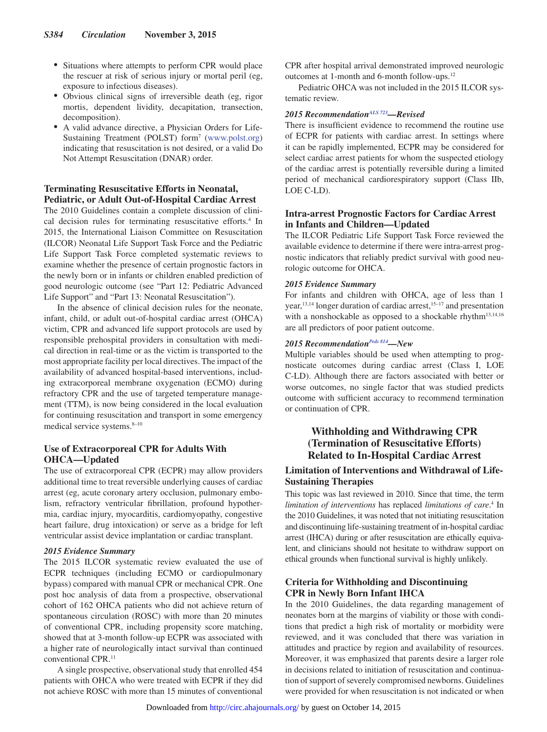- Situations where attempts to perform CPR would place the rescuer at risk of serious injury or mortal peril (eg, exposure to infectious diseases).
- Obvious clinical signs of irreversible death (eg, rigor mortis, dependent lividity, decapitation, transection, decomposition).
- A valid advance directive, a Physician Orders for Life-Sustaining Treatment (POLST) form[7] (www.polst.org) indicating that resuscitation is not desired, or a valid Do Not Attempt Resuscitation (DNAR) order.

### Terminating Resuscitative Efforts in Neonatal, Pediatric, or Adult Out-of-Hospital Cardiac Arrest

The 2010 Guidelines contain a complete discussion of clinical decision rules for terminating resuscitative efforts.[4] In 2015, the International Liaison Committee on Resuscitation (ILCOR) Neonatal Life Support Task Force and the Pediatric Life Support Task Force completed systematic reviews to examine whether the presence of certain prognostic factors in the newly born or in infants or children enabled prediction of good neurologic outcome (see "Part 12: Pediatric Advanced Life Support" and "Part 13: Neonatal Resuscitation").

In the absence of clinical decision rules for the neonate, infant, child, or adult out-of-hospital cardiac arrest (OHCA) victim, CPR and advanced life support protocols are used by responsible prehospital providers in consultation with medical direction in real-time or as the victim is transported to the most appropriate facility per local directives. The impact of the availability of advanced hospital-based interventions, including extracorporeal membrane oxygenation (ECMO) during refractory CPR and the use of targeted temperature management (TTM), is now being considered in the local evaluation for continuing resuscitation and transport in some emergency medical service systems.[8–10]

### Use of Extracorporeal CPR for Adults With OHCA—Updated

The use of extracorporeal CPR (ECPR) may allow providers additional time to treat reversible underlying causes of cardiac arrest (eg, acute coronary artery occlusion, pulmonary embolism, refractory ventricular fibrillation, profound hypothermia, cardiac injury, myocarditis, cardiomyopathy, congestive heart failure, drug intoxication) or serve as a bridge for left ventricular assist device implantation or cardiac transplant.

#### *2015 Evidence Summary*

The 2015 ILCOR systematic review evaluated the use of ECPR techniques (including ECMO or cardiopulmonary bypass) compared with manual CPR or mechanical CPR. One post hoc analysis of data from a prospective, observational cohort of 162 OHCA patients who did not achieve return of spontaneous circulation (ROSC) with more than 20 minutes of conventional CPR, including propensity score matching, showed that at 3-month follow-up ECPR was associated with a higher rate of neurologically intact survival than continued conventional CPR.[11]

A single prospective, observational study that enrolled 454 patients with OHCA who were treated with ECPR if they did not achieve ROSC with more than 15 minutes of conventional CPR after hospital arrival demonstrated improved neurologic outcomes at 1-month and 6-month follow-ups.[12]

Pediatric OHCA was not included in the 2015 ILCOR systematic review.

#### *2015 Recommendation[ALS 723]—Revised*

There is insufficient evidence to recommend the routine use of ECPR for patients with cardiac arrest. In settings where it can be rapidly implemented, ECPR may be considered for select cardiac arrest patients for whom the suspected etiology of the cardiac arrest is potentially reversible during a limited period of mechanical cardiorespiratory support (Class IIb, LOE C-LD).

### Intra-arrest Prognostic Factors for Cardiac Arrest in Infants and Children—Updated

The ILCOR Pediatric Life Support Task Force reviewed the available evidence to determine if there were intra-arrest prognostic indicators that reliably predict survival with good neurologic outcome for OHCA.

#### *2015 Evidence Summary*

For infants and children with OHCA, age of less than 1 year,[13,14] longer duration of cardiac arrest,[15–17] and presentation with a nonshockable as opposed to a shockable rhythm[13,14,16] are all predictors of poor patient outcome.

#### *2015 Recommendation[Peds 814]—New*

Multiple variables should be used when attempting to prognosticate outcomes during cardiac arrest (Class I, LOE C-LD). Although there are factors associated with better or worse outcomes, no single factor that was studied predicts outcome with sufficient accuracy to recommend termination or continuation of CPR.

## Withholding and Withdrawing CPR (Termination of Resuscitative Efforts) Related to In-Hospital Cardiac Arrest

### Limitation of Interventions and Withdrawal of Life-Sustaining Therapies

This topic was last reviewed in 2010. Since that time, the term *limitation of interventions* has replaced *limitations of care*.[4] In the 2010 Guidelines, it was noted that not initiating resuscitation and discontinuing life-sustaining treatment of in-hospital cardiac arrest (IHCA) during or after resuscitation are ethically equivalent, and clinicians should not hesitate to withdraw support on ethical grounds when functional survival is highly unlikely.

### Criteria for Withholding and Discontinuing CPR in Newly Born Infant IHCA

In the 2010 Guidelines, the data regarding management of neonates born at the margins of viability or those with conditions that predict a high risk of mortality or morbidity were reviewed, and it was concluded that there was variation in attitudes and practice by region and availability of resources. Moreover, it was emphasized that parents desire a larger role in decisions related to initiation of resuscitation and continuation of support of severely compromised newborns. Guidelines were provided for when resuscitation is not indicated or when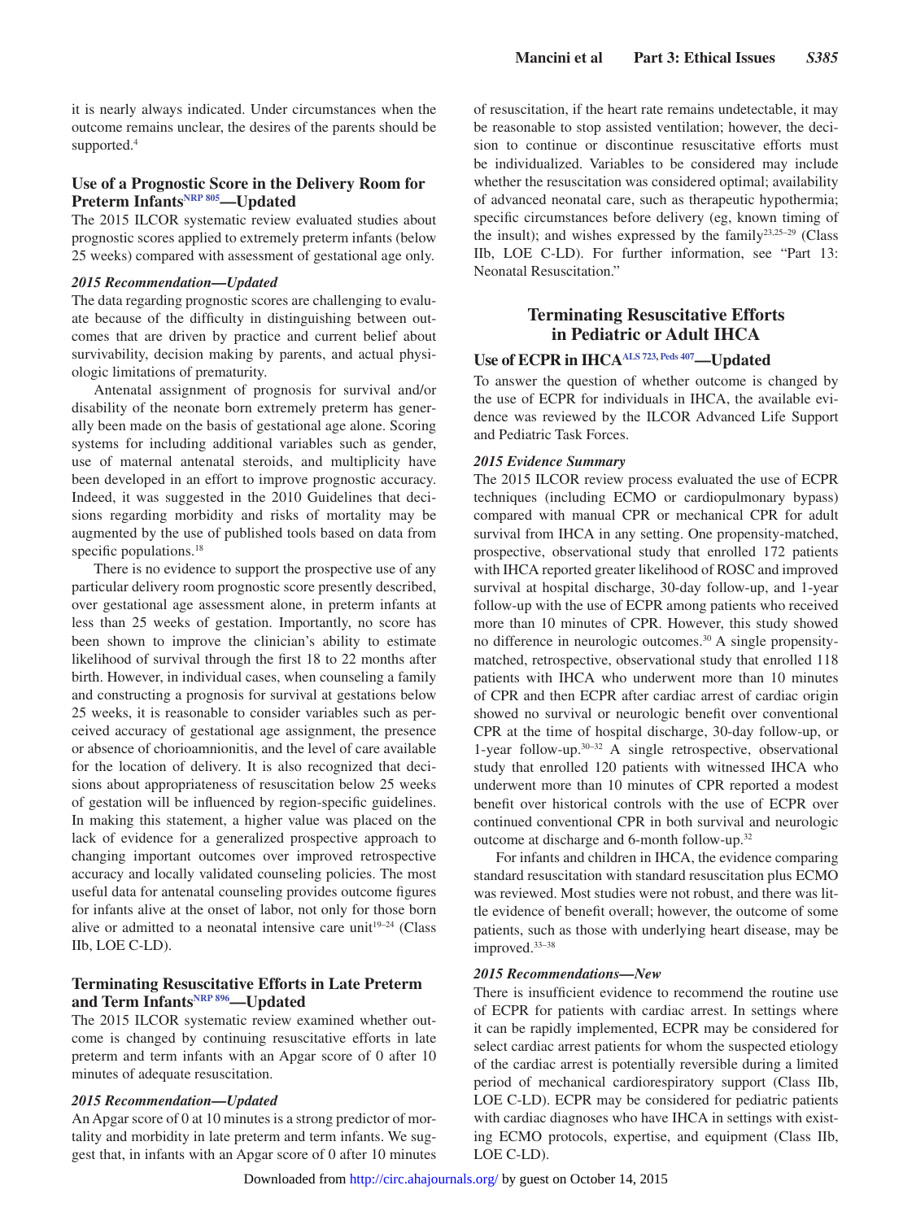it is nearly always indicated. Under circumstances when the outcome remains unclear, the desires of the parents should be supported.[4]

### Use of a Prognostic Score in the Delivery Room for Preterm Infants[NRP 805]—Updated

The 2015 ILCOR systematic review evaluated studies about prognostic scores applied to extremely preterm infants (below 25 weeks) compared with assessment of gestational age only.

#### *2015 Recommendation—Updated*

The data regarding prognostic scores are challenging to evaluate because of the difficulty in distinguishing between outcomes that are driven by practice and current belief about survivability, decision making by parents, and actual physiologic limitations of prematurity.

Antenatal assignment of prognosis for survival and/or disability of the neonate born extremely preterm has generally been made on the basis of gestational age alone. Scoring systems for including additional variables such as gender, use of maternal antenatal steroids, and multiplicity have been developed in an effort to improve prognostic accuracy. Indeed, it was suggested in the 2010 Guidelines that decisions regarding morbidity and risks of mortality may be augmented by the use of published tools based on data from specific populations.[18]

There is no evidence to support the prospective use of any particular delivery room prognostic score presently described, over gestational age assessment alone, in preterm infants at less than 25 weeks of gestation. Importantly, no score has been shown to improve the clinician's ability to estimate likelihood of survival through the first 18 to 22 months after birth. However, in individual cases, when counseling a family and constructing a prognosis for survival at gestations below 25 weeks, it is reasonable to consider variables such as perceived accuracy of gestational age assignment, the presence or absence of chorioamnionitis, and the level of care available for the location of delivery. It is also recognized that decisions about appropriateness of resuscitation below 25 weeks of gestation will be influenced by region-specific guidelines. In making this statement, a higher value was placed on the lack of evidence for a generalized prospective approach to changing important outcomes over improved retrospective accuracy and locally validated counseling policies. The most useful data for antenatal counseling provides outcome figures for infants alive at the onset of labor, not only for those born alive or admitted to a neonatal intensive care unit[19–24] (Class IIb, LOE C-LD).

### Terminating Resuscitative Efforts in Late Preterm and Term Infants[NRP 896]—Updated

The 2015 ILCOR systematic review examined whether outcome is changed by continuing resuscitative efforts in late preterm and term infants with an Apgar score of 0 after 10 minutes of adequate resuscitation.

#### *2015 Recommendation—Updated*

An Apgar score of 0 at 10 minutes is a strong predictor of mortality and morbidity in late preterm and term infants. We suggest that, in infants with an Apgar score of 0 after 10 minutes of resuscitation, if the heart rate remains undetectable, it may be reasonable to stop assisted ventilation; however, the decision to continue or discontinue resuscitative efforts must be individualized. Variables to be considered may include whether the resuscitation was considered optimal; availability of advanced neonatal care, such as therapeutic hypothermia; specific circumstances before delivery (eg, known timing of the insult); and wishes expressed by the family[23,25–29] (Class IIb, LOE C-LD). For further information, see "Part 13: Neonatal Resuscitation."

## Terminating Resuscitative Efforts in Pediatric or Adult IHCA

### Use of ECPR in IHCA[ALS 723, Peds 407]—Updated

To answer the question of whether outcome is changed by the use of ECPR for individuals in IHCA, the available evidence was reviewed by the ILCOR Advanced Life Support and Pediatric Task Forces.

#### *2015 Evidence Summary*

The 2015 ILCOR review process evaluated the use of ECPR techniques (including ECMO or cardiopulmonary bypass) compared with manual CPR or mechanical CPR for adult survival from IHCA in any setting. One propensity-matched, prospective, observational study that enrolled 172 patients with IHCA reported greater likelihood of ROSC and improved survival at hospital discharge, 30-day follow-up, and 1-year follow-up with the use of ECPR among patients who received more than 10 minutes of CPR. However, this study showed no difference in neurologic outcomes.[30] A single propensity-matched, retrospective, observational study that enrolled 118 patients with IHCA who underwent more than 10 minutes of CPR and then ECPR after cardiac arrest of cardiac origin showed no survival or neurologic benefit over conventional CPR at the time of hospital discharge, 30-day follow-up, or 1-year follow-up.[30–32] A single retrospective, observational study that enrolled 120 patients with witnessed IHCA who underwent more than 10 minutes of CPR reported a modest benefit over historical controls with the use of ECPR over continued conventional CPR in both survival and neurologic outcome at discharge and 6-month follow-up.[32]

For infants and children in IHCA, the evidence comparing standard resuscitation with standard resuscitation plus ECMO was reviewed. Most studies were not robust, and there was little evidence of benefit overall; however, the outcome of some patients, such as those with underlying heart disease, may be improved.[33–38]

#### *2015 Recommendations—New*

There is insufficient evidence to recommend the routine use of ECPR for patients with cardiac arrest. In settings where it can be rapidly implemented, ECPR may be considered for select cardiac arrest patients for whom the suspected etiology of the cardiac arrest is potentially reversible during a limited period of mechanical cardiorespiratory support (Class IIb, LOE C-LD). ECPR may be considered for pediatric patients with cardiac diagnoses who have IHCA in settings with existing ECMO protocols, expertise, and equipment (Class IIb, LOE C-LD).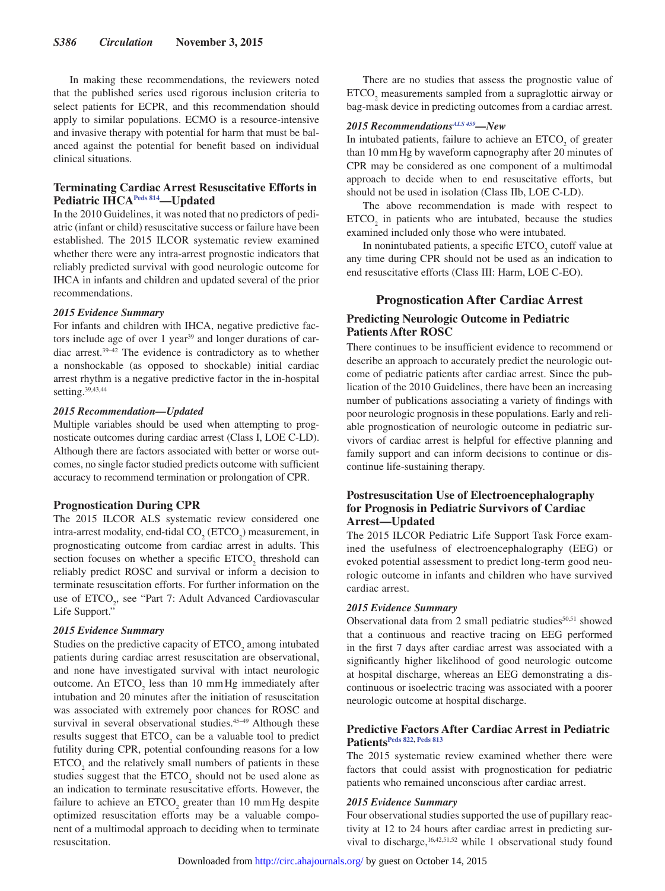In making these recommendations, the reviewers noted that the published series used rigorous inclusion criteria to select patients for ECPR, and this recommendation should apply to similar populations. ECMO is a resource-intensive and invasive therapy with potential for harm that must be balanced against the potential for benefit based on individual clinical situations.

## Terminating Cardiac Arrest Resuscitative Efforts in Pediatric IHCA[Peds 814]—Updated

In the 2010 Guidelines, it was noted that no predictors of pediatric (infant or child) resuscitative success or failure have been established. The 2015 ILCOR systematic review examined whether there were any intra-arrest prognostic indicators that reliably predicted survival with good neurologic outcome for IHCA in infants and children and updated several of the prior recommendations.

### *2015 Evidence Summary*

For infants and children with IHCA, negative predictive factors include age of over 1 year[39] and longer durations of cardiac arrest.[39–42] The evidence is contradictory as to whether a nonshockable (as opposed to shockable) initial cardiac arrest rhythm is a negative predictive factor in the in-hospital setting.[39,43,44]

### *2015 Recommendation—Updated*

Multiple variables should be used when attempting to prognosticate outcomes during cardiac arrest (Class I, LOE C-LD). Although there are factors associated with better or worse outcomes, no single factor studied predicts outcome with sufficient accuracy to recommend termination or prolongation of CPR.

## Prognostication During CPR

The 2015 ILCOR ALS systematic review considered one intra-arrest modality, end-tidal $CO_2$ ($ETCO_2$) measurement, in prognosticating outcome from cardiac arrest in adults. This section focuses on whether a specific $ETCO_2$ threshold can reliably predict ROSC and survival or inform a decision to terminate resuscitation efforts. For further information on the use of $ETCO_2$, see "Part 7: Adult Advanced Cardiovascular Life Support."

### *2015 Evidence Summary*

Studies on the predictive capacity of $ETCO_2$ among intubated patients during cardiac arrest resuscitation are observational, and none have investigated survival with intact neurologic outcome. An $ETCO_2$ less than 10 mm Hg immediately after intubation and 20 minutes after the initiation of resuscitation was associated with extremely poor chances for ROSC and survival in several observational studies.[45–49] Although these results suggest that $ETCO_2$ can be a valuable tool to predict futility during CPR, potential confounding reasons for a low $ETCO_2$ and the relatively small numbers of patients in these studies suggest that the $ETCO_2$ should not be used alone as an indication to terminate resuscitative efforts. However, the failure to achieve an $ETCO_2$ greater than 10 mm Hg despite optimized resuscitation efforts may be a valuable component of a multimodal approach to deciding when to terminate resuscitation.

There are no studies that assess the prognostic value of $ETCO_2$ measurements sampled from a supraglottic airway or bag-mask device in predicting outcomes from a cardiac arrest.

### *2015 Recommendations[ALS 459]—New*

In intubated patients, failure to achieve an $ETCO_2$ of greater than 10 mm Hg by waveform capnography after 20 minutes of CPR may be considered as one component of a multimodal approach to decide when to end resuscitative efforts, but should not be used in isolation (Class IIb, LOE C-LD).

The above recommendation is made with respect to $ETCO_2$ in patients who are intubated, because the studies examined included only those who were intubated.

In nonintubated patients, a specific $ETCO_2$ cutoff value at any time during CPR should not be used as an indication to end resuscitative efforts (Class III: Harm, LOE C-EO).

# Prognostication After Cardiac Arrest

## Predicting Neurologic Outcome in Pediatric Patients After ROSC

There continues to be insufficient evidence to recommend or describe an approach to accurately predict the neurologic outcome of pediatric patients after cardiac arrest. Since the publication of the 2010 Guidelines, there have been an increasing number of publications associating a variety of findings with poor neurologic prognosis in these populations. Early and reliable prognostication of neurologic outcome in pediatric survivors of cardiac arrest is helpful for effective planning and family support and can inform decisions to continue or discontinue life-sustaining therapy.

## Postresuscitation Use of Electroencephalography for Prognosis in Pediatric Survivors of Cardiac Arrest—Updated

The 2015 ILCOR Pediatric Life Support Task Force examined the usefulness of electroencephalography (EEG) or evoked potential assessment to predict long-term good neurologic outcome in infants and children who have survived cardiac arrest.

### *2015 Evidence Summary*

Observational data from 2 small pediatric studies[50,51] showed that a continuous and reactive tracing on EEG performed in the first 7 days after cardiac arrest was associated with a significantly higher likelihood of good neurologic outcome at hospital discharge, whereas an EEG demonstrating a discontinuous or isoelectric tracing was associated with a poorer neurologic outcome at hospital discharge.

## Predictive Factors After Cardiac Arrest in Pediatric Patients[Peds 822, Peds 813]

The 2015 systematic review examined whether there were factors that could assist with prognostication for pediatric patients who remained unconscious after cardiac arrest.

### *2015 Evidence Summary*

Four observational studies supported the use of pupillary reactivity at 12 to 24 hours after cardiac arrest in predicting survival to discharge,[16,42,51,52] while 1 observational study found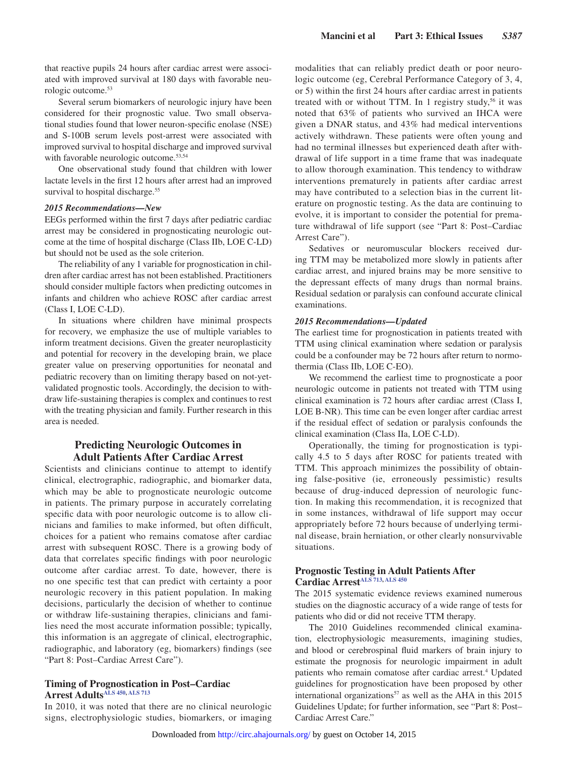that reactive pupils 24 hours after cardiac arrest were associated with improved survival at 180 days with favorable neurologic outcome.[53]

Several serum biomarkers of neurologic injury have been considered for their prognostic value. Two small observational studies found that lower neuron-specific enolase (NSE) and S-100B serum levels post-arrest were associated with improved survival to hospital discharge and improved survival with favorable neurologic outcome.[53,54]

One observational study found that children with lower lactate levels in the first 12 hours after arrest had an improved survival to hospital discharge.[55]

#### *2015 Recommendations—New*

EEGs performed within the first 7 days after pediatric cardiac arrest may be considered in prognosticating neurologic outcome at the time of hospital discharge (Class IIb, LOE C-LD) but should not be used as the sole criterion.

The reliability of any 1 variable for prognostication in children after cardiac arrest has not been established. Practitioners should consider multiple factors when predicting outcomes in infants and children who achieve ROSC after cardiac arrest (Class I, LOE C-LD).

In situations where children have minimal prospects for recovery, we emphasize the use of multiple variables to inform treatment decisions. Given the greater neuroplasticity and potential for recovery in the developing brain, we place greater value on preserving opportunities for neonatal and pediatric recovery than on limiting therapy based on not-yet-validated prognostic tools. Accordingly, the decision to withdraw life-sustaining therapies is complex and continues to rest with the treating physician and family. Further research in this area is needed.

## Predicting Neurologic Outcomes in Adult Patients After Cardiac Arrest

Scientists and clinicians continue to attempt to identify clinical, electrographic, radiographic, and biomarker data, which may be able to prognosticate neurologic outcome in patients. The primary purpose in accurately correlating specific data with poor neurologic outcome is to allow clinicians and families to make informed, but often difficult, choices for a patient who remains comatose after cardiac arrest with subsequent ROSC. There is a growing body of data that correlates specific findings with poor neurologic outcome after cardiac arrest. To date, however, there is no one specific test that can predict with certainty a poor neurologic recovery in this patient population. In making decisions, particularly the decision of whether to continue or withdraw life-sustaining therapies, clinicians and families need the most accurate information possible; typically, this information is an aggregate of clinical, electrographic, radiographic, and laboratory (eg, biomarkers) findings (see "Part 8: Post–Cardiac Arrest Care").

### Timing of Prognostication in Post–Cardiac Arrest Adults[ALS 450, ALS 713]

In 2010, it was noted that there are no clinical neurologic signs, electrophysiologic studies, biomarkers, or imaging modalities that can reliably predict death or poor neurologic outcome (eg, Cerebral Performance Category of 3, 4, or 5) within the first 24 hours after cardiac arrest in patients treated with or without TTM. In 1 registry study,[56] it was noted that 63% of patients who survived an IHCA were given a DNAR status, and 43% had medical interventions actively withdrawn. These patients were often young and had no terminal illnesses but experienced death after withdrawal of life support in a time frame that was inadequate to allow thorough examination. This tendency to withdraw interventions prematurely in patients after cardiac arrest may have contributed to a selection bias in the current literature on prognostic testing. As the data are continuing to evolve, it is important to consider the potential for premature withdrawal of life support (see "Part 8: Post–Cardiac Arrest Care").

Sedatives or neuromuscular blockers received during TTM may be metabolized more slowly in patients after cardiac arrest, and injured brains may be more sensitive to the depressant effects of many drugs than normal brains. Residual sedation or paralysis can confound accurate clinical examinations.

#### *2015 Recommendations—Updated*

The earliest time for prognostication in patients treated with TTM using clinical examination where sedation or paralysis could be a confounder may be 72 hours after return to normothermia (Class IIb, LOE C-EO).

We recommend the earliest time to prognosticate a poor neurologic outcome in patients not treated with TTM using clinical examination is 72 hours after cardiac arrest (Class I, LOE B-NR). This time can be even longer after cardiac arrest if the residual effect of sedation or paralysis confounds the clinical examination (Class IIa, LOE C-LD).

Operationally, the timing for prognostication is typically 4.5 to 5 days after ROSC for patients treated with TTM. This approach minimizes the possibility of obtaining false-positive (ie, erroneously pessimistic) results because of drug-induced depression of neurologic function. In making this recommendation, it is recognized that in some instances, withdrawal of life support may occur appropriately before 72 hours because of underlying terminal disease, brain herniation, or other clearly nonsurvivable situations.

### Prognostic Testing in Adult Patients After Cardiac Arrest[ALS 713, ALS 450]

The 2015 systematic evidence reviews examined numerous studies on the diagnostic accuracy of a wide range of tests for patients who did or did not receive TTM therapy.

The 2010 Guidelines recommended clinical examination, electrophysiologic measurements, imagining studies, and blood or cerebrospinal fluid markers of brain injury to estimate the prognosis for neurologic impairment in adult patients who remain comatose after cardiac arrest.[4] Updated guidelines for prognostication have been proposed by other international organizations[57] as well as the AHA in this 2015 Guidelines Update; for further information, see "Part 8: Post–Cardiac Arrest Care."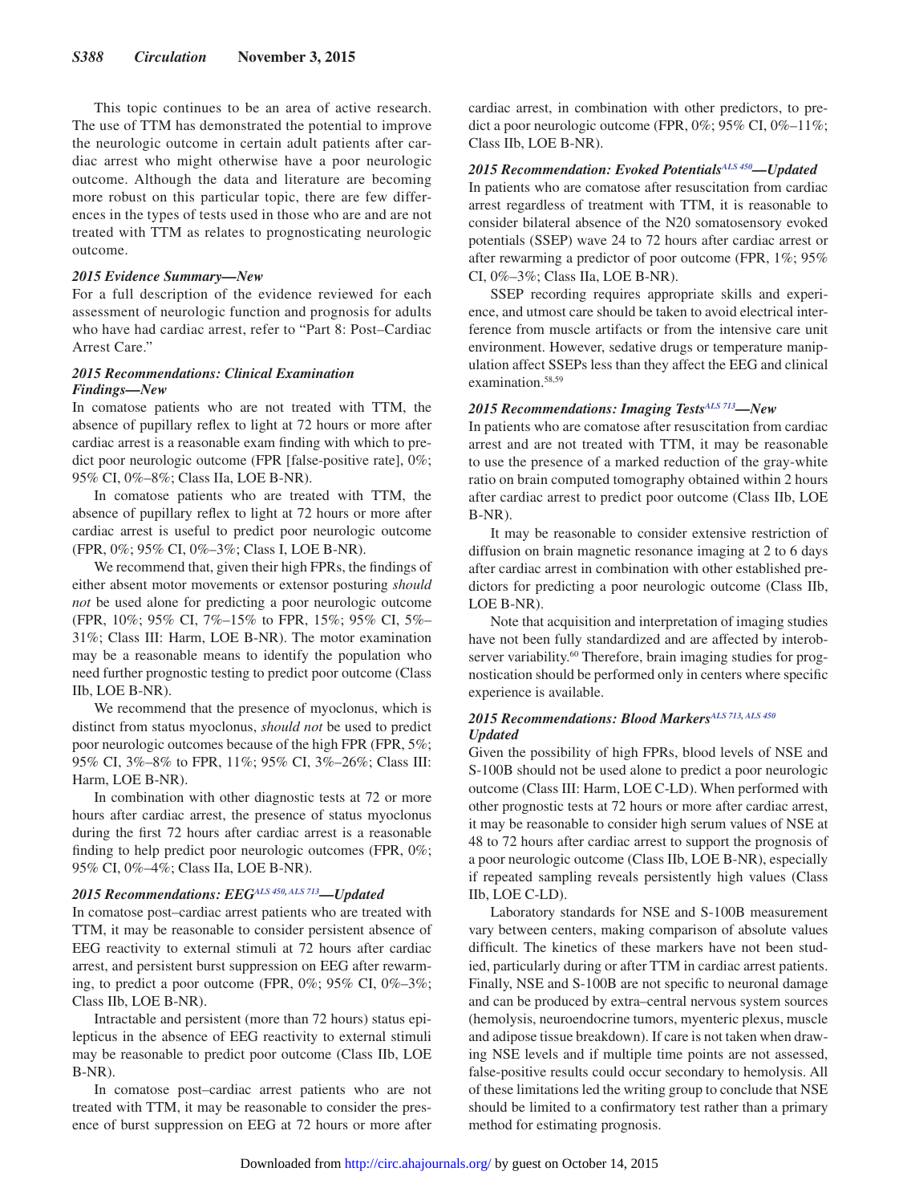This topic continues to be an area of active research. The use of TTM has demonstrated the potential to improve the neurologic outcome in certain adult patients after cardiac arrest who might otherwise have a poor neurologic outcome. Although the data and literature are becoming more robust on this particular topic, there are few differences in the types of tests used in those who are and are not treated with TTM as relates to prognosticating neurologic outcome.

### *2015 Evidence Summary—New*

For a full description of the evidence reviewed for each assessment of neurologic function and prognosis for adults who have had cardiac arrest, refer to "Part 8: Post–Cardiac Arrest Care."

### *2015 Recommendations: Clinical Examination Findings—New*

In comatose patients who are not treated with TTM, the absence of pupillary reflex to light at 72 hours or more after cardiac arrest is a reasonable exam finding with which to predict poor neurologic outcome (FPR [false-positive rate], 0%; 95% CI, 0%–8%; Class IIa, LOE B-NR).

In comatose patients who are treated with TTM, the absence of pupillary reflex to light at 72 hours or more after cardiac arrest is useful to predict poor neurologic outcome (FPR, 0%; 95% CI, 0%–3%; Class I, LOE B-NR).

We recommend that, given their high FPRs, the findings of either absent motor movements or extensor posturing *should not* be used alone for predicting a poor neurologic outcome (FPR, 10%; 95% CI, 7%–15% to FPR, 15%; 95% CI, 5%–31%; Class III: Harm, LOE B-NR). The motor examination may be a reasonable means to identify the population who need further prognostic testing to predict poor outcome (Class IIb, LOE B-NR).

We recommend that the presence of myoclonus, which is distinct from status myoclonus, *should not* be used to predict poor neurologic outcomes because of the high FPR (FPR, 5%; 95% CI, 3%–8% to FPR, 11%; 95% CI, 3%–26%; Class III: Harm, LOE B-NR).

In combination with other diagnostic tests at 72 or more hours after cardiac arrest, the presence of status myoclonus during the first 72 hours after cardiac arrest is a reasonable finding to help predict poor neurologic outcomes (FPR, 0%; 95% CI, 0%–4%; Class IIa, LOE B-NR).

### *2015 Recommendations: EEG[ALS 450, ALS 713]—Updated*

In comatose post–cardiac arrest patients who are treated with TTM, it may be reasonable to consider persistent absence of EEG reactivity to external stimuli at 72 hours after cardiac arrest, and persistent burst suppression on EEG after rewarming, to predict a poor outcome (FPR, 0%; 95% CI, 0%–3%; Class IIb, LOE B-NR).

Intractable and persistent (more than 72 hours) status epilepticus in the absence of EEG reactivity to external stimuli may be reasonable to predict poor outcome (Class IIb, LOE B-NR).

In comatose post–cardiac arrest patients who are not treated with TTM, it may be reasonable to consider the presence of burst suppression on EEG at 72 hours or more after cardiac arrest, in combination with other predictors, to predict a poor neurologic outcome (FPR, 0%; 95% CI, 0%–11%; Class IIb, LOE B-NR).

### *2015 Recommendation: Evoked Potentials[ALS 450]—Updated*

In patients who are comatose after resuscitation from cardiac arrest regardless of treatment with TTM, it is reasonable to consider bilateral absence of the N20 somatosensory evoked potentials (SSEP) wave 24 to 72 hours after cardiac arrest or after rewarming a predictor of poor outcome (FPR, 1%; 95% CI, 0%–3%; Class IIa, LOE B-NR).

SSEP recording requires appropriate skills and experience, and utmost care should be taken to avoid electrical interference from muscle artifacts or from the intensive care unit environment. However, sedative drugs or temperature manipulation affect SSEPs less than they affect the EEG and clinical examination.[58,59]

### *2015 Recommendations: Imaging Tests[ALS 713]—New*

In patients who are comatose after resuscitation from cardiac arrest and are not treated with TTM, it may be reasonable to use the presence of a marked reduction of the gray-white ratio on brain computed tomography obtained within 2 hours after cardiac arrest to predict poor outcome (Class IIb, LOE B-NR).

It may be reasonable to consider extensive restriction of diffusion on brain magnetic resonance imaging at 2 to 6 days after cardiac arrest in combination with other established predictors for predicting a poor neurologic outcome (Class IIb, LOE B-NR).

Note that acquisition and interpretation of imaging studies have not been fully standardized and are affected by interobserver variability.[60] Therefore, brain imaging studies for prognostication should be performed only in centers where specific experience is available.

### *2015 Recommendations: Blood Markers[ALS 713, ALS 450] Updated*

Given the possibility of high FPRs, blood levels of NSE and S-100B should not be used alone to predict a poor neurologic outcome (Class III: Harm, LOE C-LD). When performed with other prognostic tests at 72 hours or more after cardiac arrest, it may be reasonable to consider high serum values of NSE at 48 to 72 hours after cardiac arrest to support the prognosis of a poor neurologic outcome (Class IIb, LOE B-NR), especially if repeated sampling reveals persistently high values (Class IIb, LOE C-LD).

Laboratory standards for NSE and S-100B measurement vary between centers, making comparison of absolute values difficult. The kinetics of these markers have not been studied, particularly during or after TTM in cardiac arrest patients. Finally, NSE and S-100B are not specific to neuronal damage and can be produced by extra–central nervous system sources (hemolysis, neuroendocrine tumors, myenteric plexus, muscle and adipose tissue breakdown). If care is not taken when drawing NSE levels and if multiple time points are not assessed, false-positive results could occur secondary to hemolysis. All of these limitations led the writing group to conclude that NSE should be limited to a confirmatory test rather than a primary method for estimating prognosis.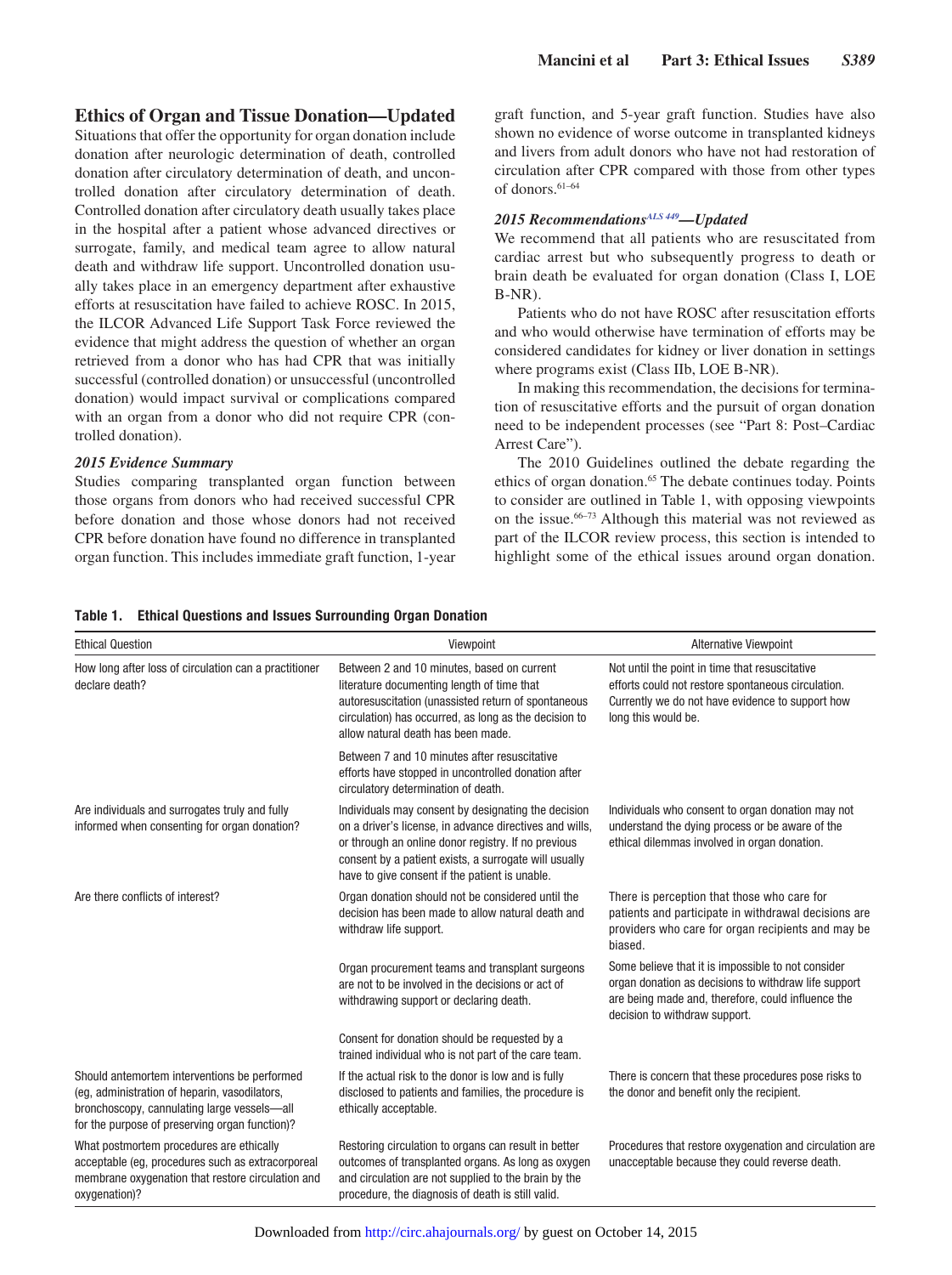## Ethics of Organ and Tissue Donation—Updated

Situations that offer the opportunity for organ donation include donation after neurologic determination of death, controlled donation after circulatory determination of death, and uncontrolled donation after circulatory determination of death. Controlled donation after circulatory death usually takes place in the hospital after a patient whose advanced directives or surrogate, family, and medical team agree to allow natural death and withdraw life support. Uncontrolled donation usually takes place in an emergency department after exhaustive efforts at resuscitation have failed to achieve ROSC. In 2015, the ILCOR Advanced Life Support Task Force reviewed the evidence that might address the question of whether an organ retrieved from a donor who has had CPR that was initially successful (controlled donation) or unsuccessful (uncontrolled donation) would impact survival or complications compared with an organ from a donor who did not require CPR (controlled donation).

### *2015 Evidence Summary*

Studies comparing transplanted organ function between those organs from donors who had received successful CPR before donation and those whose donors had not received CPR before donation have found no difference in transplanted organ function. This includes immediate graft function, 1-year graft function, and 5-year graft function. Studies have also shown no evidence of worse outcome in transplanted kidneys and livers from adult donors who have not had restoration of circulation after CPR compared with those from other types of donors.[61–64]

### *2015 Recommendations*[ALS 449]*—Updated*

We recommend that all patients who are resuscitated from cardiac arrest but who subsequently progress to death or brain death be evaluated for organ donation (Class I, LOE B-NR).

Patients who do not have ROSC after resuscitation efforts and who would otherwise have termination of efforts may be considered candidates for kidney or liver donation in settings where programs exist (Class IIb, LOE B-NR).

In making this recommendation, the decisions for termination of resuscitative efforts and the pursuit of organ donation need to be independent processes (see "Part 8: Post–Cardiac Arrest Care").

The 2010 Guidelines outlined the debate regarding the ethics of organ donation.[65] The debate continues today. Points to consider are outlined in Table 1, with opposing viewpoints on the issue.[66–73] Although this material was not reviewed as part of the ILCOR review process, this section is intended to highlight some of the ethical issues around organ donation.

**Table 1. Ethical Questions and Issues Surrounding Organ Donation**

| Ethical Question | Viewpoint | Alternative Viewpoint |
|---|---|---|
| How long after loss of circulation can a practitioner declare death? | Between 2 and 10 minutes, based on current literature documenting length of time that autoresuscitation (unassisted return of spontaneous circulation) has occurred, as long as the decision to allow natural death has been made. | Not until the point in time that resuscitative efforts could not restore spontaneous circulation. Currently we do not have evidence to support how long this would be. |
| | Between 7 and 10 minutes after resuscitative efforts have stopped in uncontrolled donation after circulatory determination of death. | |
| Are individuals and surrogates truly and fully informed when consenting for organ donation? | Individuals may consent by designating the decision on a driver's license, in advance directives and wills, or through an online donor registry. If no previous consent by a patient exists, a surrogate will usually have to give consent if the patient is unable. | Individuals who consent to organ donation may not understand the dying process or be aware of the ethical dilemmas involved in organ donation. |
| Are there conflicts of interest? | Organ donation should not be considered until the decision has been made to allow natural death and withdraw life support. | There is perception that those who care for patients and participate in withdrawal decisions are providers who care for organ recipients and may be biased. |
| | Organ procurement teams and transplant surgeons are not to be involved in the decisions or act of withdrawing support or declaring death. | Some believe that it is impossible to not consider organ donation as decisions to withdraw life support are being made and, therefore, could influence the decision to withdraw support. |
| | Consent for donation should be requested by a trained individual who is not part of the care team. | |
| Should antemortem interventions be performed (eg, administration of heparin, vasodilators, bronchoscopy, cannulating large vessels—all for the purpose of preserving organ function)? | If the actual risk to the donor is low and is fully disclosed to patients and families, the procedure is ethically acceptable. | There is concern that these procedures pose risks to the donor and benefit only the recipient. |
| What postmortem procedures are ethically acceptable (eg, procedures such as extracorporeal membrane oxygenation that restore circulation and oxygenation)? | Restoring circulation to organs can result in better outcomes of transplanted organs. As long as oxygen and circulation are not supplied to the brain by the procedure, the diagnosis of death is still valid. | Procedures that restore oxygenation and circulation are unacceptable because they could reverse death. |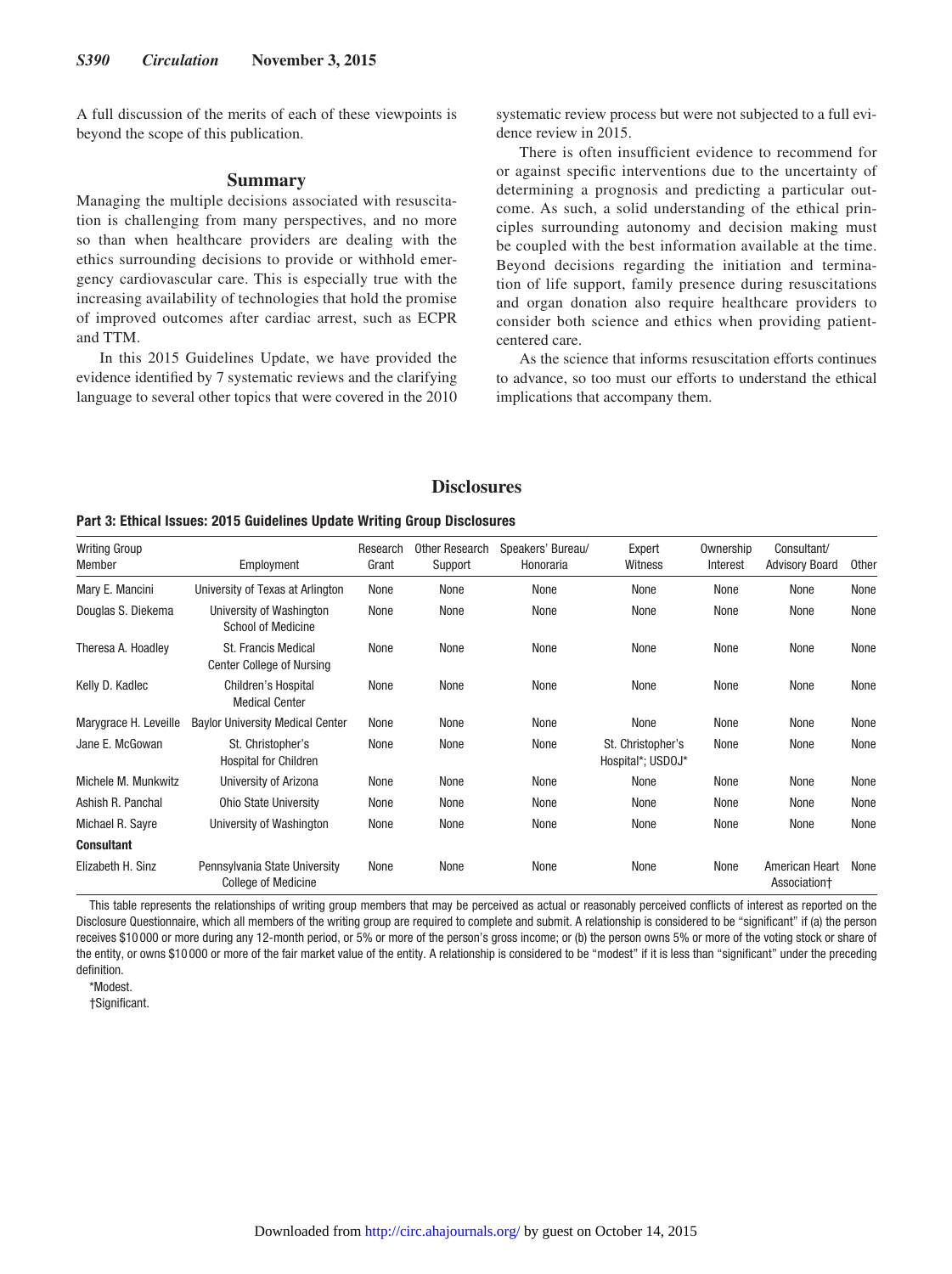A full discussion of the merits of each of these viewpoints is beyond the scope of this publication.

## Summary

Managing the multiple decisions associated with resuscitation is challenging from many perspectives, and no more so than when healthcare providers are dealing with the ethics surrounding decisions to provide or withhold emergency cardiovascular care. This is especially true with the increasing availability of technologies that hold the promise of improved outcomes after cardiac arrest, such as ECPR and TTM.

In this 2015 Guidelines Update, we have provided the evidence identified by 7 systematic reviews and the clarifying language to several other topics that were covered in the 2010 systematic review process but were not subjected to a full evidence review in 2015.

There is often insufficient evidence to recommend for or against specific interventions due to the uncertainty of determining a prognosis and predicting a particular outcome. As such, a solid understanding of the ethical principles surrounding autonomy and decision making must be coupled with the best information available at the time. Beyond decisions regarding the initiation and termination of life support, family presence during resuscitations and organ donation also require healthcare providers to consider both science and ethics when providing patient-centered care.

As the science that informs resuscitation efforts continues to advance, so too must our efforts to understand the ethical implications that accompany them.

## Disclosures

**Part 3: Ethical Issues: 2015 Guidelines Update Writing Group Disclosures**

| Writing Group Member | Employment | Research Grant | Other Research Support | Speakers' Bureau/ Honoraria | Expert Witness | Ownership Interest | Consultant/ Advisory Board | Other |
|---|---|---|---|---|---|---|---|---|
| Mary E. Mancini | University of Texas at Arlington | None | None | None | None | None | None | None |
| Douglas S. Diekema | University of Washington School of Medicine | None | None | None | None | None | None | None |
| Theresa A. Hoadley | St. Francis Medical Center College of Nursing | None | None | None | None | None | None | None |
| Kelly D. Kadlec | Children's Hospital Medical Center | None | None | None | None | None | None | None |
| Marygrace H. Leveille | Baylor University Medical Center | None | None | None | None | None | None | None |
| Jane E. McGowan | St. Christopher's Hospital for Children | None | None | None | St. Christopher's Hospital*; USDOJ* | None | None | None |
| Michele M. Munkwitz | University of Arizona | None | None | None | None | None | None | None |
| Ashish R. Panchal | Ohio State University | None | None | None | None | None | None | None |
| Michael R. Sayre | University of Washington | None | None | None | None | None | None | None |
| **Consultant** | | | | | | | | |
| Elizabeth H. Sinz | Pennsylvania State University College of Medicine | None | None | None | None | None | American Heart Association† | None |

This table represents the relationships of writing group members that may be perceived as actual or reasonably perceived conflicts of interest as reported on the Disclosure Questionnaire, which all members of the writing group are required to complete and submit. A relationship is considered to be "significant" if (a) the person receives $10 000 or more during any 12-month period, or 5% or more of the person's gross income; or (b) the person owns 5% or more of the voting stock or share of the entity, or owns $10 000 or more of the fair market value of the entity. A relationship is considered to be "modest" if it is less than "significant" under the preceding definition.

*Modest.

†Significant.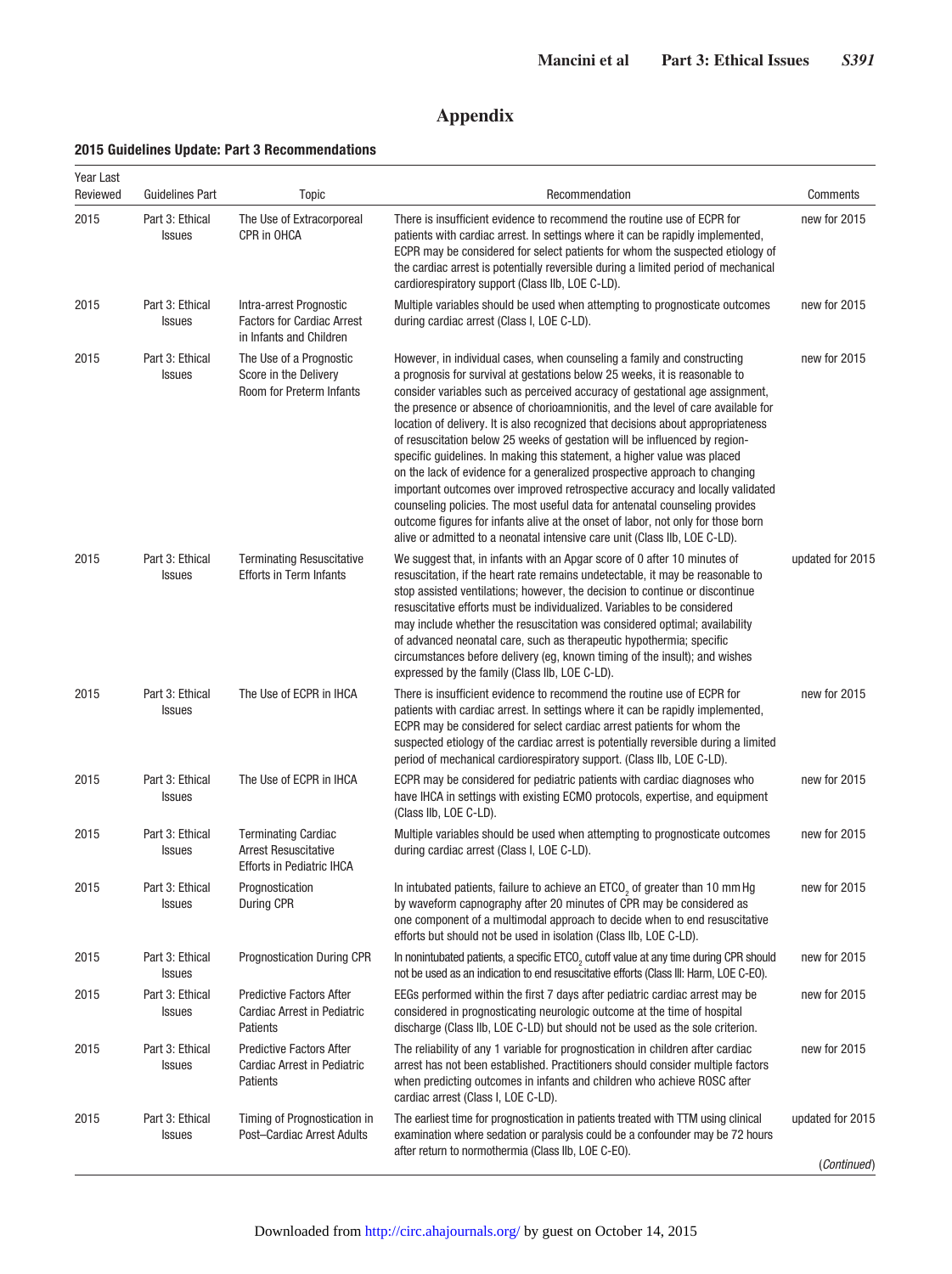# Appendix

**2015 Guidelines Update: Part 3 Recommendations**

| Year Last Reviewed | Guidelines Part | Topic | Recommendation | Comments |
|---|---|---|---|---|
| 2015 | Part 3: Ethical Issues | The Use of Extracorporeal CPR in OHCA | There is insufficient evidence to recommend the routine use of ECPR for patients with cardiac arrest. In settings where it can be rapidly implemented, ECPR may be considered for select patients for whom the suspected etiology of the cardiac arrest is potentially reversible during a limited period of mechanical cardiorespiratory support (Class IIb, LOE C-LD). | new for 2015 |
| 2015 | Part 3: Ethical Issues | Intra-arrest Prognostic Factors for Cardiac Arrest in Infants and Children | Multiple variables should be used when attempting to prognosticate outcomes during cardiac arrest (Class I, LOE C-LD). | new for 2015 |
| 2015 | Part 3: Ethical Issues | The Use of a Prognostic Score in the Delivery Room for Preterm Infants | However, in individual cases, when counseling a family and constructing a prognosis for survival at gestations below 25 weeks, it is reasonable to consider variables such as perceived accuracy of gestational age assignment, the presence or absence of chorioamnionitis, and the level of care available for location of delivery. It is also recognized that decisions about appropriateness of resuscitation below 25 weeks of gestation will be influenced by region-specific guidelines. In making this statement, a higher value was placed on the lack of evidence for a generalized prospective approach to changing important outcomes over improved retrospective accuracy and locally validated counseling policies. The most useful data for antenatal counseling provides outcome figures for infants alive at the onset of labor, not only for those born alive or admitted to a neonatal intensive care unit (Class IIb, LOE C-LD). | new for 2015 |
| 2015 | Part 3: Ethical Issues | Terminating Resuscitative Efforts in Term Infants | We suggest that, in infants with an Apgar score of 0 after 10 minutes of resuscitation, if the heart rate remains undetectable, it may be reasonable to stop assisted ventilations; however, the decision to continue or discontinue resuscitative efforts must be individualized. Variables to be considered may include whether the resuscitation was considered optimal; availability of advanced neonatal care, such as therapeutic hypothermia; specific circumstances before delivery (eg, known timing of the insult); and wishes expressed by the family (Class IIb, LOE C-LD). | updated for 2015 |
| 2015 | Part 3: Ethical Issues | The Use of ECPR in IHCA | There is insufficient evidence to recommend the routine use of ECPR for patients with cardiac arrest. In settings where it can be rapidly implemented, ECPR may be considered for select cardiac arrest patients for whom the suspected etiology of the cardiac arrest is potentially reversible during a limited period of mechanical cardiorespiratory support. (Class IIb, LOE C-LD). | new for 2015 |
| 2015 | Part 3: Ethical Issues | The Use of ECPR in IHCA | ECPR may be considered for pediatric patients with cardiac diagnoses who have IHCA in settings with existing ECMO protocols, expertise, and equipment (Class IIb, LOE C-LD). | new for 2015 |
| 2015 | Part 3: Ethical Issues | Terminating Cardiac Arrest Resuscitative Efforts in Pediatric IHCA | Multiple variables should be used when attempting to prognosticate outcomes during cardiac arrest (Class I, LOE C-LD). | new for 2015 |
| 2015 | Part 3: Ethical Issues | Prognostication During CPR | In intubated patients, failure to achieve an $ETCO_2$ of greater than 10 mm Hg by waveform capnography after 20 minutes of CPR may be considered as one component of a multimodal approach to decide when to end resuscitative efforts but should not be used in isolation (Class IIb, LOE C-LD). | new for 2015 |
| 2015 | Part 3: Ethical Issues | Prognostication During CPR | In nonintubated patients, a specific $ETCO_2$ cutoff value at any time during CPR should not be used as an indication to end resuscitative efforts (Class III: Harm, LOE C-EO). | new for 2015 |
| 2015 | Part 3: Ethical Issues | Predictive Factors After Cardiac Arrest in Pediatric Patients | EEGs performed within the first 7 days after pediatric cardiac arrest may be considered in prognosticating neurologic outcome at the time of hospital discharge (Class IIb, LOE C-LD) but should not be used as the sole criterion. | new for 2015 |
| 2015 | Part 3: Ethical Issues | Predictive Factors After Cardiac Arrest in Pediatric Patients | The reliability of any 1 variable for prognostication in children after cardiac arrest has not been established. Practitioners should consider multiple factors when predicting outcomes in infants and children who achieve ROSC after cardiac arrest (Class I, LOE C-LD). | new for 2015 |
| 2015 | Part 3: Ethical Issues | Timing of Prognostication in Post–Cardiac Arrest Adults | The earliest time for prognostication in patients treated with TTM using clinical examination where sedation or paralysis could be a confounder may be 72 hours after return to normothermia (Class IIb, LOE C-EO). | updated for 2015 |

(*Continued*)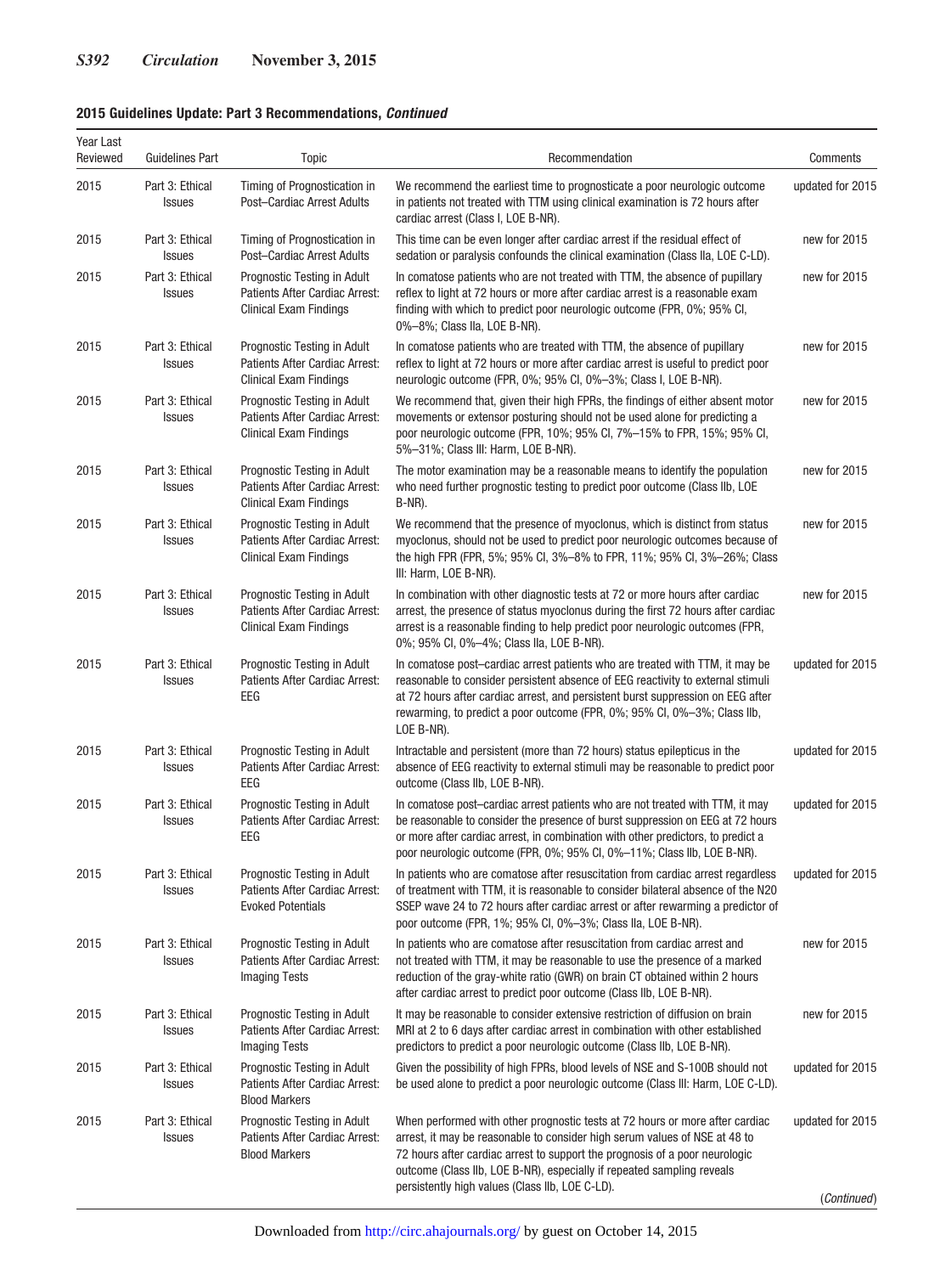**2015 Guidelines Update: Part 3 Recommendations, *Continued***

| Year Last Reviewed | Guidelines Part | Topic | Recommendation | Comments |
|---|---|---|---|---|
| 2015 | Part 3: Ethical Issues | Timing of Prognostication in Post–Cardiac Arrest Adults | We recommend the earliest time to prognosticate a poor neurologic outcome in patients not treated with TTM using clinical examination is 72 hours after cardiac arrest (Class I, LOE B-NR). | updated for 2015 |
| 2015 | Part 3: Ethical Issues | Timing of Prognostication in Post–Cardiac Arrest Adults | This time can be even longer after cardiac arrest if the residual effect of sedation or paralysis confounds the clinical examination (Class IIa, LOE C-LD). | new for 2015 |
| 2015 | Part 3: Ethical Issues | Prognostic Testing in Adult Patients After Cardiac Arrest: Clinical Exam Findings | In comatose patients who are not treated with TTM, the absence of pupillary reflex to light at 72 hours or more after cardiac arrest is a reasonable exam finding with which to predict poor neurologic outcome (FPR, 0%; 95% CI, 0%–8%; Class IIa, LOE B-NR). | new for 2015 |
| 2015 | Part 3: Ethical Issues | Prognostic Testing in Adult Patients After Cardiac Arrest: Clinical Exam Findings | In comatose patients who are treated with TTM, the absence of pupillary reflex to light at 72 hours or more after cardiac arrest is useful to predict poor neurologic outcome (FPR, 0%; 95% CI, 0%–3%; Class I, LOE B-NR). | new for 2015 |
| 2015 | Part 3: Ethical Issues | Prognostic Testing in Adult Patients After Cardiac Arrest: Clinical Exam Findings | We recommend that, given their high FPRs, the findings of either absent motor movements or extensor posturing should not be used alone for predicting a poor neurologic outcome (FPR, 10%; 95% CI, 7%–15% to FPR, 15%; 95% CI, 5%–31%; Class III: Harm, LOE B-NR). | new for 2015 |
| 2015 | Part 3: Ethical Issues | Prognostic Testing in Adult Patients After Cardiac Arrest: Clinical Exam Findings | The motor examination may be a reasonable means to identify the population who need further prognostic testing to predict poor outcome (Class IIb, LOE B-NR). | new for 2015 |
| 2015 | Part 3: Ethical Issues | Prognostic Testing in Adult Patients After Cardiac Arrest: Clinical Exam Findings | We recommend that the presence of myoclonus, which is distinct from status myoclonus, should not be used to predict poor neurologic outcomes because of the high FPR (FPR, 5%; 95% CI, 3%–8% to FPR, 11%; 95% CI, 3%–26%; Class III: Harm, LOE B-NR). | new for 2015 |
| 2015 | Part 3: Ethical Issues | Prognostic Testing in Adult Patients After Cardiac Arrest: Clinical Exam Findings | In combination with other diagnostic tests at 72 or more hours after cardiac arrest, the presence of status myoclonus during the first 72 hours after cardiac arrest is a reasonable finding to help predict poor neurologic outcomes (FPR, 0%; 95% CI, 0%–4%; Class IIa, LOE B-NR). | new for 2015 |
| 2015 | Part 3: Ethical Issues | Prognostic Testing in Adult Patients After Cardiac Arrest: EEG | In comatose post–cardiac arrest patients who are treated with TTM, it may be reasonable to consider persistent absence of EEG reactivity to external stimuli at 72 hours after cardiac arrest, and persistent burst suppression on EEG after rewarming, to predict a poor outcome (FPR, 0%; 95% CI, 0%–3%; Class IIb, LOE B-NR). | updated for 2015 |
| 2015 | Part 3: Ethical Issues | Prognostic Testing in Adult Patients After Cardiac Arrest: EEG | Intractable and persistent (more than 72 hours) status epilepticus in the absence of EEG reactivity to external stimuli may be reasonable to predict poor outcome (Class IIb, LOE B-NR). | updated for 2015 |
| 2015 | Part 3: Ethical Issues | Prognostic Testing in Adult Patients After Cardiac Arrest: EEG | In comatose post–cardiac arrest patients who are not treated with TTM, it may be reasonable to consider the presence of burst suppression on EEG at 72 hours or more after cardiac arrest, in combination with other predictors, to predict a poor neurologic outcome (FPR, 0%; 95% CI, 0%–11%; Class IIb, LOE B-NR). | updated for 2015 |
| 2015 | Part 3: Ethical Issues | Prognostic Testing in Adult Patients After Cardiac Arrest: Evoked Potentials | In patients who are comatose after resuscitation from cardiac arrest regardless of treatment with TTM, it is reasonable to consider bilateral absence of the N20 SSEP wave 24 to 72 hours after cardiac arrest or after rewarming a predictor of poor outcome (FPR, 1%; 95% CI, 0%–3%; Class IIa, LOE B-NR). | updated for 2015 |
| 2015 | Part 3: Ethical Issues | Prognostic Testing in Adult Patients After Cardiac Arrest: Imaging Tests | In patients who are comatose after resuscitation from cardiac arrest and not treated with TTM, it may be reasonable to use the presence of a marked reduction of the gray-white ratio (GWR) on brain CT obtained within 2 hours after cardiac arrest to predict poor outcome (Class IIb, LOE B-NR). | new for 2015 |
| 2015 | Part 3: Ethical Issues | Prognostic Testing in Adult Patients After Cardiac Arrest: Imaging Tests | It may be reasonable to consider extensive restriction of diffusion on brain MRI at 2 to 6 days after cardiac arrest in combination with other established predictors to predict a poor neurologic outcome (Class IIb, LOE B-NR). | new for 2015 |
| 2015 | Part 3: Ethical Issues | Prognostic Testing in Adult Patients After Cardiac Arrest: Blood Markers | Given the possibility of high FPRs, blood levels of NSE and S-100B should not be used alone to predict a poor neurologic outcome (Class III: Harm, LOE C-LD). | updated for 2015 |
| 2015 | Part 3: Ethical Issues | Prognostic Testing in Adult Patients After Cardiac Arrest: Blood Markers | When performed with other prognostic tests at 72 hours or more after cardiac arrest, it may be reasonable to consider high serum values of NSE at 48 to 72 hours after cardiac arrest to support the prognosis of a poor neurologic outcome (Class IIb, LOE B-NR), especially if repeated sampling reveals persistently high values (Class IIb, LOE C-LD). | updated for 2015 |

(*Continued*)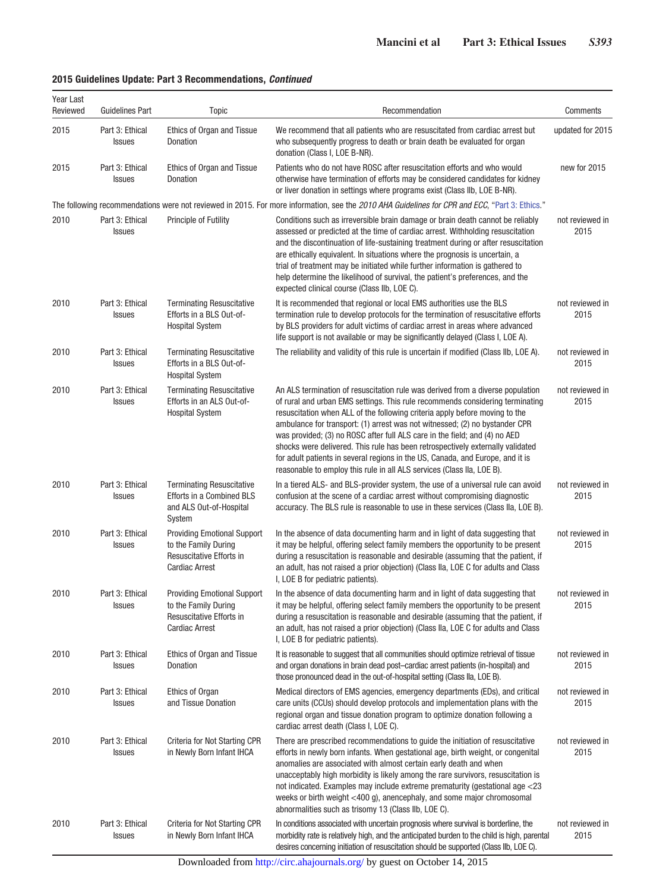**2015 Guidelines Update: Part 3 Recommendations, *Continued***

| Year Last Reviewed | Guidelines Part | Topic | Recommendation | Comments |
|---|---|---|---|---|
| 2015 | Part 3: Ethical Issues | Ethics of Organ and Tissue Donation | We recommend that all patients who are resuscitated from cardiac arrest but who subsequently progress to death or brain death be evaluated for organ donation (Class I, LOE B-NR). | updated for 2015 |
| 2015 | Part 3: Ethical Issues | Ethics of Organ and Tissue Donation | Patients who do not have ROSC after resuscitation efforts and who would otherwise have termination of efforts may be considered candidates for kidney or liver donation in settings where programs exist (Class IIb, LOE B-NR). | new for 2015 |
| The following recommendations were not reviewed in 2015. For more information, see the *2010 AHA Guidelines for CPR and ECC*, "Part 3: Ethics." | | | | |
| 2010 | Part 3: Ethical Issues | Principle of Futility | Conditions such as irreversible brain damage or brain death cannot be reliably assessed or predicted at the time of cardiac arrest. Withholding resuscitation and the discontinuation of life-sustaining treatment during or after resuscitation are ethically equivalent. In situations where the prognosis is uncertain, a trial of treatment may be initiated while further information is gathered to help determine the likelihood of survival, the patient's preferences, and the expected clinical course (Class IIb, LOE C). | not reviewed in 2015 |
| 2010 | Part 3: Ethical Issues | Terminating Resuscitative Efforts in a BLS Out-of-Hospital System | It is recommended that regional or local EMS authorities use the BLS termination rule to develop protocols for the termination of resuscitative efforts by BLS providers for adult victims of cardiac arrest in areas where advanced life support is not available or may be significantly delayed (Class I, LOE A). | not reviewed in 2015 |
| 2010 | Part 3: Ethical Issues | Terminating Resuscitative Efforts in a BLS Out-of-Hospital System | The reliability and validity of this rule is uncertain if modified (Class IIb, LOE A). | not reviewed in 2015 |
| 2010 | Part 3: Ethical Issues | Terminating Resuscitative Efforts in an ALS Out-of-Hospital System | An ALS termination of resuscitation rule was derived from a diverse population of rural and urban EMS settings. This rule recommends considering terminating resuscitation when ALL of the following criteria apply before moving to the ambulance for transport: (1) arrest was not witnessed; (2) no bystander CPR was provided; (3) no ROSC after full ALS care in the field; and (4) no AED shocks were delivered. This rule has been retrospectively externally validated for adult patients in several regions in the US, Canada, and Europe, and it is reasonable to employ this rule in all ALS services (Class IIa, LOE B). | not reviewed in 2015 |
| 2010 | Part 3: Ethical Issues | Terminating Resuscitative Efforts in a Combined BLS and ALS Out-of-Hospital System | In a tiered ALS- and BLS-provider system, the use of a universal rule can avoid confusion at the scene of a cardiac arrest without compromising diagnostic accuracy. The BLS rule is reasonable to use in these services (Class IIa, LOE B). | not reviewed in 2015 |
| 2010 | Part 3: Ethical Issues | Providing Emotional Support to the Family During Resuscitative Efforts in Cardiac Arrest | In the absence of data documenting harm and in light of data suggesting that it may be helpful, offering select family members the opportunity to be present during a resuscitation is reasonable and desirable (assuming that the patient, if an adult, has not raised a prior objection) (Class IIa, LOE C for adults and Class I, LOE B for pediatric patients). | not reviewed in 2015 |
| 2010 | Part 3: Ethical Issues | Providing Emotional Support to the Family During Resuscitative Efforts in Cardiac Arrest | In the absence of data documenting harm and in light of data suggesting that it may be helpful, offering select family members the opportunity to be present during a resuscitation is reasonable and desirable (assuming that the patient, if an adult, has not raised a prior objection) (Class IIa, LOE C for adults and Class I, LOE B for pediatric patients). | not reviewed in 2015 |
| 2010 | Part 3: Ethical Issues | Ethics of Organ and Tissue Donation | It is reasonable to suggest that all communities should optimize retrieval of tissue and organ donations in brain dead post–cardiac arrest patients (in-hospital) and those pronounced dead in the out-of-hospital setting (Class IIa, LOE B). | not reviewed in 2015 |
| 2010 | Part 3: Ethical Issues | Ethics of Organ and Tissue Donation | Medical directors of EMS agencies, emergency departments (EDs), and critical care units (CCUs) should develop protocols and implementation plans with the regional organ and tissue donation program to optimize donation following a cardiac arrest death (Class I, LOE C). | not reviewed in 2015 |
| 2010 | Part 3: Ethical Issues | Criteria for Not Starting CPR in Newly Born Infant IHCA | There are prescribed recommendations to guide the initiation of resuscitative efforts in newly born infants. When gestational age, birth weight, or congenital anomalies are associated with almost certain early death and when unacceptably high morbidity is likely among the rare survivors, resuscitation is not indicated. Examples may include extreme prematurity (gestational age <23 weeks or birth weight <400 g), anencephaly, and some major chromosomal abnormalities such as trisomy 13 (Class IIb, LOE C). | not reviewed in 2015 |
| 2010 | Part 3: Ethical Issues | Criteria for Not Starting CPR in Newly Born Infant IHCA | In conditions associated with uncertain prognosis where survival is borderline, the morbidity rate is relatively high, and the anticipated burden to the child is high, parental desires concerning initiation of resuscitation should be supported (Class IIb, LOE C). | not reviewed in 2015 |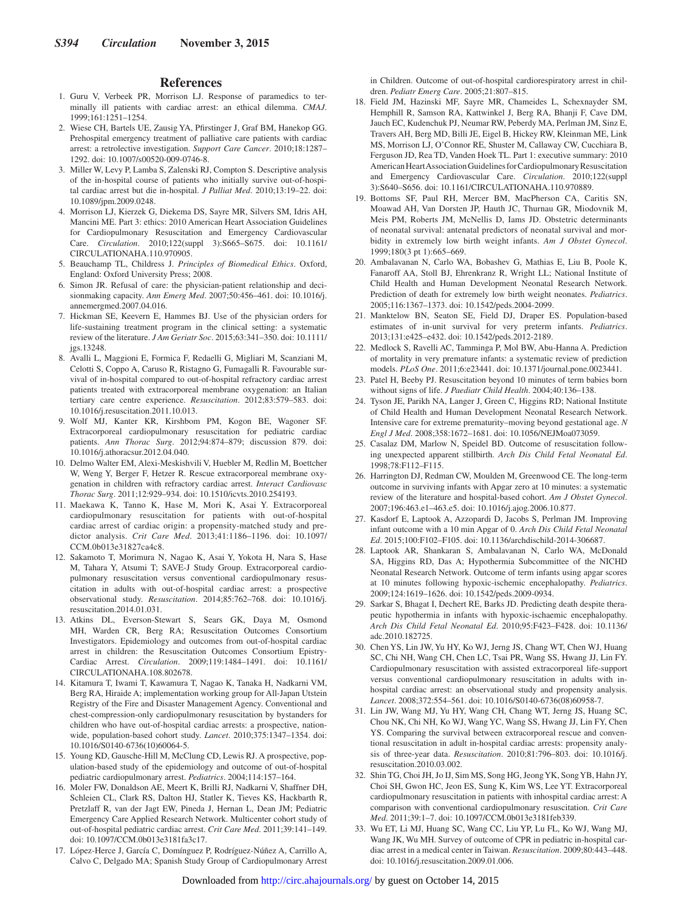## References

1. Guru V, Verbeek PR, Morrison LJ. Response of paramedics to terminally ill patients with cardiac arrest: an ethical dilemma. *CMAJ*. 1999;161:1251–1254.
2. Wiese CH, Bartels UE, Zausig YA, Pfirstinger J, Graf BM, Hanekop GG. Prehospital emergency treatment of palliative care patients with cardiac arrest: a retrolective investigation. *Support Care Cancer*. 2010;18:1287–1292. doi: 10.1007/s00520-009-0746-8.
3. Miller W, Levy P, Lamba S, Zalenski RJ, Compton S. Descriptive analysis of the in-hospital course of patients who initially survive out-of-hospital cardiac arrest but die in-hospital. *J Palliat Med*. 2010;13:19–22. doi: 10.1089/jpm.2009.0248.
4. Morrison LJ, Kierzek G, Diekema DS, Sayre MR, Silvers SM, Idris AH, Mancini ME. Part 3: ethics: 2010 American Heart Association Guidelines for Cardiopulmonary Resuscitation and Emergency Cardiovascular Care. *Circulation*. 2010;122(suppl 3):S665–S675. doi: 10.1161/CIRCULATIONAHA.110.970905.
5. Beauchamp TL, Childress J. *Principles of Biomedical Ethics*. Oxford, England: Oxford University Press; 2008.
6. Simon JR. Refusal of care: the physician-patient relationship and decisionmaking capacity. *Ann Emerg Med*. 2007;50:456–461. doi: 10.1016/j.annemergmed.2007.04.016.
7. Hickman SE, Keevern E, Hammes BJ. Use of the physician orders for life-sustaining treatment program in the clinical setting: a systematic review of the literature. *J Am Geriatr Soc*. 2015;63:341–350. doi: 10.1111/jgs.13248.
8. Avalli L, Maggioni E, Formica F, Redaelli G, Migliari M, Scanziani M, Celotti S, Coppo A, Caruso R, Ristagno G, Fumagalli R. Favourable survival of in-hospital compared to out-of-hospital refractory cardiac arrest patients treated with extracorporeal membrane oxygenation: an Italian tertiary care centre experience. *Resuscitation*. 2012;83:579–583. doi: 10.1016/j.resuscitation.2011.10.013.
9. Wolf MJ, Kanter KR, Kirshbom PM, Kogon BE, Wagoner SF. Extracorporeal cardiopulmonary resuscitation for pediatric cardiac patients. *Ann Thorac Surg*. 2012;94:874–879; discussion 879. doi: 10.1016/j.athoracsur.2012.04.040.
10. Delmo Walter EM, Alexi-Meskishvili V, Huebler M, Redlin M, Boettcher W, Weng Y, Berger F, Hetzer R. Rescue extracorporeal membrane oxygenation in children with refractory cardiac arrest. *Interact Cardiovasc Thorac Surg*. 2011;12:929–934. doi: 10.1510/icvts.2010.254193.
11. Maekawa K, Tanno K, Hase M, Mori K, Asai Y. Extracorporeal cardiopulmonary resuscitation for patients with out-of-hospital cardiac arrest of cardiac origin: a propensity-matched study and predictor analysis. *Crit Care Med*. 2013;41:1186–1196. doi: 10.1097/CCM.0b013e31827ca4c8.
12. Sakamoto T, Morimura N, Nagao K, Asai Y, Yokota H, Nara S, Hase M, Tahara Y, Atsumi T; SAVE-J Study Group. Extracorporeal cardiopulmonary resuscitation versus conventional cardiopulmonary resuscitation in adults with out-of-hospital cardiac arrest: a prospective observational study. *Resuscitation*. 2014;85:762–768. doi: 10.1016/j.resuscitation.2014.01.031.
13. Atkins DL, Everson-Stewart S, Sears GK, Daya M, Osmond MH, Warden CR, Berg RA; Resuscitation Outcomes Consortium Investigators. Epidemiology and outcomes from out-of-hospital cardiac arrest in children: the Resuscitation Outcomes Consortium Epistry-Cardiac Arrest. *Circulation*. 2009;119:1484–1491. doi: 10.1161/CIRCULATIONAHA.108.802678.
14. Kitamura T, Iwami T, Kawamura T, Nagao K, Tanaka H, Nadkarni VM, Berg RA, Hiraide A; implementation working group for All-Japan Utstein Registry of the Fire and Disaster Management Agency. Conventional and chest-compression-only cardiopulmonary resuscitation by bystanders for children who have out-of-hospital cardiac arrests: a prospective, nationwide, population-based cohort study. *Lancet*. 2010;375:1347–1354. doi: 10.1016/S0140-6736(10)60064-5.
15. Young KD, Gausche-Hill M, McClung CD, Lewis RJ. A prospective, population-based study of the epidemiology and outcome of out-of-hospital pediatric cardiopulmonary arrest. *Pediatrics*. 2004;114:157–164.
16. Moler FW, Donaldson AE, Meert K, Brilli RJ, Nadkarni V, Shaffner DH, Schleien CL, Clark RS, Dalton HJ, Statler K, Tieves KS, Hackbarth R, Pretzlaff R, van der Jagt EW, Pineda J, Hernan L, Dean JM; Pediatric Emergency Care Applied Research Network. Multicenter cohort study of out-of-hospital pediatric cardiac arrest. *Crit Care Med*. 2011;39:141–149. doi: 10.1097/CCM.0b013e3181fa3c17.
17. López-Herce J, García C, Domínguez P, Rodríguez-Núñez A, Carrillo A, Calvo C, Delgado MA; Spanish Study Group of Cardiopulmonary Arrest in Children. Outcome of out-of-hospital cardiorespiratory arrest in children. *Pediatr Emerg Care*. 2005;21:807–815.
18. Field JM, Hazinski MF, Sayre MR, Chameides L, Schexnayder SM, Hemphill R, Samson RA, Kattwinkel J, Berg RA, Bhanji F, Cave DM, Jauch EC, Kudenchuk PJ, Neumar RW, Peberdy MA, Perlman JM, Sinz E, Travers AH, Berg MD, Billi JE, Eigel B, Hickey RW, Kleinman ME, Link MS, Morrison LJ, O'Connor RE, Shuster M, Callaway CW, Cucchiara B, Ferguson JD, Rea TD, Vanden Hoek TL. Part 1: executive summary: 2010 American Heart Association Guidelines for Cardiopulmonary Resuscitation and Emergency Cardiovascular Care. *Circulation*. 2010;122(suppl 3):S640–S656. doi: 10.1161/CIRCULATIONAHA.110.970889.
19. Bottoms SF, Paul RH, Mercer BM, MacPherson CA, Caritis SN, Moawad AH, Van Dorsten JP, Hauth JC, Thurnau GR, Miodovnik M, Meis PM, Roberts JM, McNellis D, Iams JD. Obstetric determinants of neonatal survival: antenatal predictors of neonatal survival and morbidity in extremely low birth weight infants. *Am J Obstet Gynecol*. 1999;180(3 pt 1):665–669.
20. Ambalavanan N, Carlo WA, Bobashev G, Mathias E, Liu B, Poole K, Fanaroff AA, Stoll BJ, Ehrenkranz R, Wright LL; National Institute of Child Health and Human Development Neonatal Research Network. Prediction of death for extremely low birth weight neonates. *Pediatrics*. 2005;116:1367–1373. doi: 10.1542/peds.2004-2099.
21. Manktelow BN, Seaton SE, Field DJ, Draper ES. Population-based estimates of in-unit survival for very preterm infants. *Pediatrics*. 2013;131:e425–e432. doi: 10.1542/peds.2012-2189.
22. Medlock S, Ravelli AC, Tamminga P, Mol BW, Abu-Hanna A. Prediction of mortality in very premature infants: a systematic review of prediction models. *PLoS One*. 2011;6:e23441. doi: 10.1371/journal.pone.0023441.
23. Patel H, Beeby PJ. Resuscitation beyond 10 minutes of term babies born without signs of life. *J Paediatr Child Health*. 2004;40:136–138.
24. Tyson JE, Parikh NA, Langer J, Green C, Higgins RD; National Institute of Child Health and Human Development Neonatal Research Network. Intensive care for extreme prematurity–moving beyond gestational age. *N Engl J Med*. 2008;358:1672–1681. doi: 10.1056/NEJMoa073059.
25. Casalaz DM, Marlow N, Speidel BD. Outcome of resuscitation following unexpected apparent stillbirth. *Arch Dis Child Fetal Neonatal Ed*. 1998;78:F112–F115.
26. Harrington DJ, Redman CW, Moulden M, Greenwood CE. The long-term outcome in surviving infants with Apgar zero at 10 minutes: a systematic review of the literature and hospital-based cohort. *Am J Obstet Gynecol*. 2007;196:463.e1–463.e5. doi: 10.1016/j.ajog.2006.10.877.
27. Kasdorf E, Laptook A, Azzopardi D, Jacobs S, Perlman JM. Improving infant outcome with a 10 min Apgar of 0. *Arch Dis Child Fetal Neonatal Ed*. 2015;100:F102–F105. doi: 10.1136/archdischild-2014-306687.
28. Laptook AR, Shankaran S, Ambalavanan N, Carlo WA, McDonald SA, Higgins RD, Das A; Hypothermia Subcommittee of the NICHD Neonatal Research Network. Outcome of term infants using apgar scores at 10 minutes following hypoxic-ischemic encephalopathy. *Pediatrics*. 2009;124:1619–1626. doi: 10.1542/peds.2009-0934.
29. Sarkar S, Bhagat I, Dechert RE, Barks JD. Predicting death despite therapeutic hypothermia in infants with hypoxic-ischaemic encephalopathy. *Arch Dis Child Fetal Neonatal Ed*. 2010;95:F423–F428. doi: 10.1136/adc.2010.182725.
30. Chen YS, Lin JW, Yu HY, Ko WJ, Jerng JS, Chang WT, Chen WJ, Huang SC, Chi NH, Wang CH, Chen LC, Tsai PR, Wang SS, Hwang JJ, Lin FY. Cardiopulmonary resuscitation with assisted extracorporeal life-support versus conventional cardiopulmonary resuscitation in adults with in-hospital cardiac arrest: an observational study and propensity analysis. *Lancet*. 2008;372:554–561. doi: 10.1016/S0140-6736(08)60958-7.
31. Lin JW, Wang MJ, Yu HY, Wang CH, Chang WT, Jerng JS, Huang SC, Chou NK, Chi NH, Ko WJ, Wang YC, Wang SS, Hwang JJ, Lin FY, Chen YS. Comparing the survival between extracorporeal rescue and conventional resuscitation in adult in-hospital cardiac arrests: propensity analysis of three-year data. *Resuscitation*. 2010;81:796–803. doi: 10.1016/j.resuscitation.2010.03.002.
32. Shin TG, Choi JH, Jo IJ, Sim MS, Song HG, Jeong YK, Song YB, Hahn JY, Choi SH, Gwon HC, Jeon ES, Sung K, Kim WS, Lee YT. Extracorporeal cardiopulmonary resuscitation in patients with inhospital cardiac arrest: A comparison with conventional cardiopulmonary resuscitation. *Crit Care Med*. 2011;39:1–7. doi: 10.1097/CCM.0b013e3181feb339.
33. Wu ET, Li MJ, Huang SC, Wang CC, Liu YP, Lu FL, Ko WJ, Wang MJ, Wang JK, Wu MH. Survey of outcome of CPR in pediatric in-hospital cardiac arrest in a medical center in Taiwan. *Resuscitation*. 2009;80:443–448. doi: 10.1016/j.resuscitation.2009.01.006.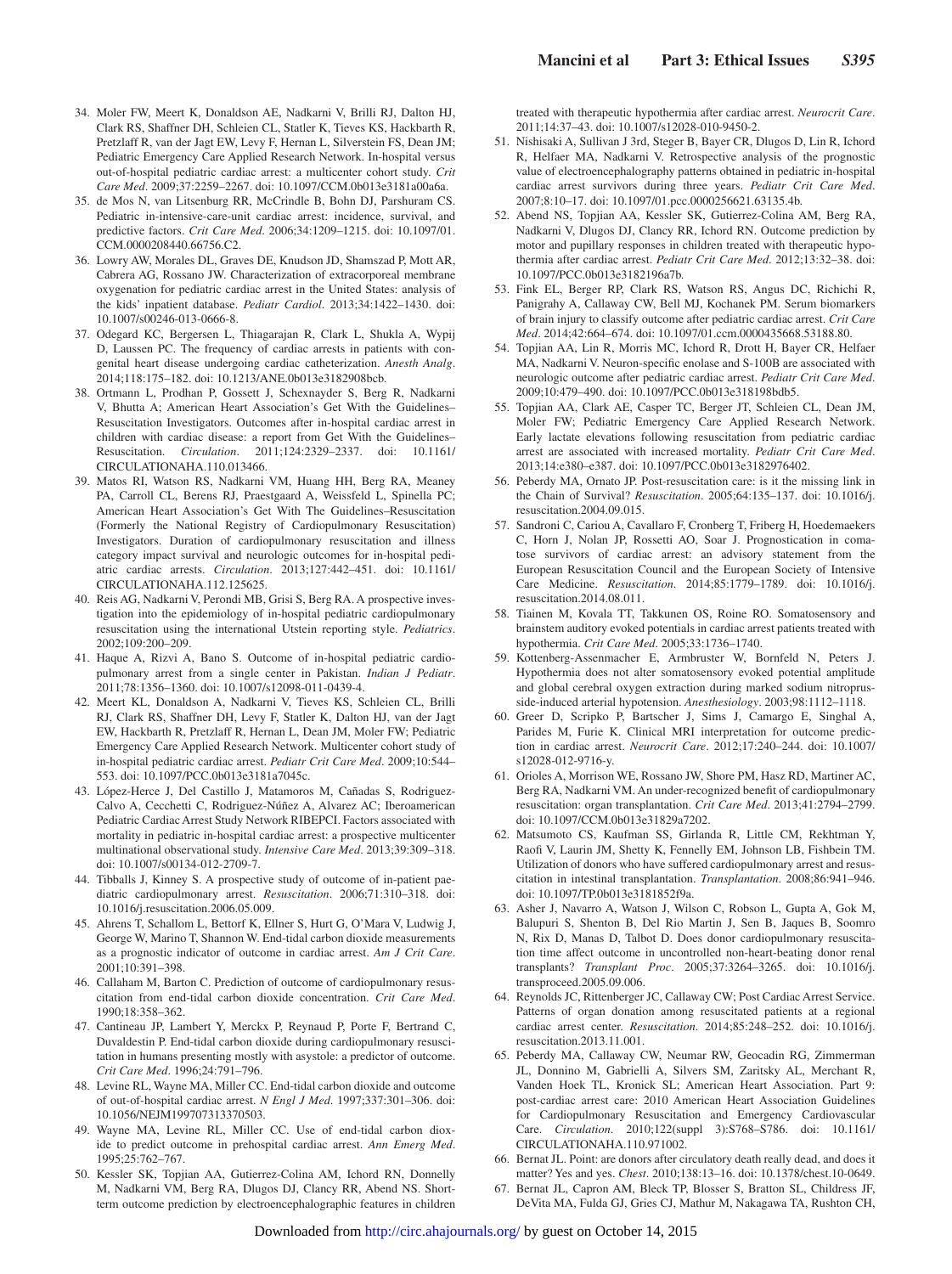34. Moler FW, Meert K, Donaldson AE, Nadkarni V, Brilli RJ, Dalton HJ, Clark RS, Shaffner DH, Schleien CL, Statler K, Tieves KS, Hackbarth R, Pretzlaff R, van der Jagt EW, Levy F, Hernan L, Silverstein FS, Dean JM; Pediatric Emergency Care Applied Research Network. In-hospital versus out-of-hospital pediatric cardiac arrest: a multicenter cohort study. *Crit Care Med*. 2009;37:2259–2267. doi: 10.1097/CCM.0b013e3181a00a6a.
35. de Mos N, van Litsenburg RR, McCrindle B, Bohn DJ, Parshuram CS. Pediatric in-intensive-care-unit cardiac arrest: incidence, survival, and predictive factors. *Crit Care Med*. 2006;34:1209–1215. doi: 10.1097/01.CCM.0000208440.66756.C2.
36. Lowry AW, Morales DL, Graves DE, Knudson JD, Shamszad P, Mott AR, Cabrera AG, Rossano JW. Characterization of extracorporeal membrane oxygenation for pediatric cardiac arrest in the United States: analysis of the kids' inpatient database. *Pediatr Cardiol*. 2013;34:1422–1430. doi: 10.1007/s00246-013-0666-8.
37. Odegard KC, Bergersen L, Thiagarajan R, Clark L, Shukla A, Wypij D, Laussen PC. The frequency of cardiac arrests in patients with congenital heart disease undergoing cardiac catheterization. *Anesth Analg*. 2014;118:175–182. doi: 10.1213/ANE.0b013e3182908bcb.
38. Ortmann L, Prodhan P, Gossett J, Schexnayder S, Berg R, Nadkarni V, Bhutta A; American Heart Association's Get With the Guidelines–Resuscitation Investigators. Outcomes after in-hospital cardiac arrest in children with cardiac disease: a report from Get With the Guidelines–Resuscitation. *Circulation*. 2011;124:2329–2337. doi: 10.1161/CIRCULATIONAHA.110.013466.
39. Matos RI, Watson RS, Nadkarni VM, Huang HH, Berg RA, Meaney PA, Carroll CL, Berens RJ, Praestgaard A, Weissfeld L, Spinella PC; American Heart Association's Get With The Guidelines–Resuscitation (Formerly the National Registry of Cardiopulmonary Resuscitation) Investigators. Duration of cardiopulmonary resuscitation and illness category impact survival and neurologic outcomes for in-hospital pediatric cardiac arrests. *Circulation*. 2013;127:442–451. doi: 10.1161/CIRCULATIONAHA.112.125625.
40. Reis AG, Nadkarni V, Perondi MB, Grisi S, Berg RA. A prospective investigation into the epidemiology of in-hospital pediatric cardiopulmonary resuscitation using the international Utstein reporting style. *Pediatrics*. 2002;109:200–209.
41. Haque A, Rizvi A, Bano S. Outcome of in-hospital pediatric cardiopulmonary arrest from a single center in Pakistan. *Indian J Pediatr*. 2011;78:1356–1360. doi: 10.1007/s12098-011-0439-4.
42. Meert KL, Donaldson A, Nadkarni V, Tieves KS, Schleien CL, Brilli RJ, Clark RS, Shaffner DH, Levy F, Statler K, Dalton HJ, van der Jagt EW, Hackbarth R, Pretzlaff R, Hernan L, Dean JM, Moler FW; Pediatric Emergency Care Applied Research Network. Multicenter cohort study of in-hospital pediatric cardiac arrest. *Pediatr Crit Care Med*. 2009;10:544–553. doi: 10.1097/PCC.0b013e3181a7045c.
43. López-Herce J, Del Castillo J, Matamoros M, Cañadas S, Rodriguez-Calvo A, Cecchetti C, Rodriguez-Núñez A, Alvarez AC; Iberoamerican Pediatric Cardiac Arrest Study Network RIBEPCI. Factors associated with mortality in pediatric in-hospital cardiac arrest: a prospective multicenter multinational observational study. *Intensive Care Med*. 2013;39:309–318. doi: 10.1007/s00134-012-2709-7.
44. Tibballs J, Kinney S. A prospective study of outcome of in-patient paediatric cardiopulmonary arrest. *Resuscitation*. 2006;71:310–318. doi: 10.1016/j.resuscitation.2006.05.009.
45. Ahrens T, Schallom L, Bettorf K, Ellner S, Hurt G, O'Mara V, Ludwig J, George W, Marino T, Shannon W. End-tidal carbon dioxide measurements as a prognostic indicator of outcome in cardiac arrest. *Am J Crit Care*. 2001;10:391–398.
46. Callaham M, Barton C. Prediction of outcome of cardiopulmonary resuscitation from end-tidal carbon dioxide concentration. *Crit Care Med*. 1990;18:358–362.
47. Cantineau JP, Lambert Y, Merckx P, Reynaud P, Porte F, Bertrand C, Duvaldestin P. End-tidal carbon dioxide during cardiopulmonary resuscitation in humans presenting mostly with asystole: a predictor of outcome. *Crit Care Med*. 1996;24:791–796.
48. Levine RL, Wayne MA, Miller CC. End-tidal carbon dioxide and outcome of out-of-hospital cardiac arrest. *N Engl J Med*. 1997;337:301–306. doi: 10.1056/NEJM199707313370503.
49. Wayne MA, Levine RL, Miller CC. Use of end-tidal carbon dioxide to predict outcome in prehospital cardiac arrest. *Ann Emerg Med*. 1995;25:762–767.
50. Kessler SK, Topjian AA, Gutierrez-Colina AM, Ichord RN, Donnelly M, Nadkarni VM, Berg RA, Dlugos DJ, Clancy RR, Abend NS. Short-term outcome prediction by electroencephalographic features in children treated with therapeutic hypothermia after cardiac arrest. *Neurocrit Care*. 2011;14:37–43. doi: 10.1007/s12028-010-9450-2.
51. Nishisaki A, Sullivan J 3rd, Steger B, Bayer CR, Dlugos D, Lin R, Ichord R, Helfaer MA, Nadkarni V. Retrospective analysis of the prognostic value of electroencephalography patterns obtained in pediatric in-hospital cardiac arrest survivors during three years. *Pediatr Crit Care Med*. 2007;8:10–17. doi: 10.1097/01.pcc.0000256621.63135.4b.
52. Abend NS, Topjian AA, Kessler SK, Gutierrez-Colina AM, Berg RA, Nadkarni V, Dlugos DJ, Clancy RR, Ichord RN. Outcome prediction by motor and pupillary responses in children treated with therapeutic hypothermia after cardiac arrest. *Pediatr Crit Care Med*. 2012;13:32–38. doi: 10.1097/PCC.0b013e3182196a7b.
53. Fink EL, Berger RP, Clark RS, Watson RS, Angus DC, Richichi R, Panigrahy A, Callaway CW, Bell MJ, Kochanek PM. Serum biomarkers of brain injury to classify outcome after pediatric cardiac arrest. *Crit Care Med*. 2014;42:664–674. doi: 10.1097/01.ccm.0000435668.53188.80.
54. Topjian AA, Lin R, Morris MC, Ichord R, Drott H, Bayer CR, Helfaer MA, Nadkarni V. Neuron-specific enolase and S-100B are associated with neurologic outcome after pediatric cardiac arrest. *Pediatr Crit Care Med*. 2009;10:479–490. doi: 10.1097/PCC.0b013e318198bdb5.
55. Topjian AA, Clark AE, Casper TC, Berger JT, Schleien CL, Dean JM, Moler FW; Pediatric Emergency Care Applied Research Network. Early lactate elevations following resuscitation from pediatric cardiac arrest are associated with increased mortality. *Pediatr Crit Care Med*. 2013;14:e380–e387. doi: 10.1097/PCC.0b013e3182976402.
56. Peberdy MA, Ornato JP. Post-resuscitation care: is it the missing link in the Chain of Survival? *Resuscitation*. 2005;64:135–137. doi: 10.1016/j.resuscitation.2004.09.015.
57. Sandroni C, Cariou A, Cavallaro F, Cronberg T, Friberg H, Hoedemaekers C, Horn J, Nolan JP, Rossetti AO, Soar J. Prognostication in comatose survivors of cardiac arrest: an advisory statement from the European Resuscitation Council and the European Society of Intensive Care Medicine. *Resuscitation*. 2014;85:1779–1789. doi: 10.1016/j.resuscitation.2014.08.011.
58. Tiainen M, Kovala TT, Takkunen OS, Roine RO. Somatosensory and brainstem auditory evoked potentials in cardiac arrest patients treated with hypothermia. *Crit Care Med*. 2005;33:1736–1740.
59. Kottenberg-Assenmacher E, Armbruster W, Bornfeld N, Peters J. Hypothermia does not alter somatosensory evoked potential amplitude and global cerebral oxygen extraction during marked sodium nitroprusside-induced arterial hypotension. *Anesthesiology*. 2003;98:1112–1118.
60. Greer D, Scripko P, Bartscher J, Sims J, Camargo E, Singhal A, Parides M, Furie K. Clinical MRI interpretation for outcome prediction in cardiac arrest. *Neurocrit Care*. 2012;17:240–244. doi: 10.1007/s12028-012-9716-y.
61. Orioles A, Morrison WE, Rossano JW, Shore PM, Hasz RD, Martiner AC, Berg RA, Nadkarni VM. An under-recognized benefit of cardiopulmonary resuscitation: organ transplantation. *Crit Care Med*. 2013;41:2794–2799. doi: 10.1097/CCM.0b013e31829a7202.
62. Matsumoto CS, Kaufman SS, Girlanda R, Little CM, Rekhtman Y, Raofi V, Laurin JM, Shetty K, Fennelly EM, Johnson LB, Fishbein TM. Utilization of donors who have suffered cardiopulmonary arrest and resuscitation in intestinal transplantation. *Transplantation*. 2008;86:941–946. doi: 10.1097/TP.0b013e3181852f9a.
63. Asher J, Navarro A, Watson J, Wilson C, Robson L, Gupta A, Gok M, Balupuri S, Shenton B, Del Rio Martin J, Sen B, Jaques B, Soomro N, Rix D, Manas D, Talbot D. Does donor cardiopulmonary resuscitation time affect outcome in uncontrolled non-heart-beating donor renal transplants? *Transplant Proc*. 2005;37:3264–3265. doi: 10.1016/j.transproceed.2005.09.006.
64. Reynolds JC, Rittenberger JC, Callaway CW; Post Cardiac Arrest Service. Patterns of organ donation among resuscitated patients at a regional cardiac arrest center. *Resuscitation*. 2014;85:248–252. doi: 10.1016/j.resuscitation.2013.11.001.
65. Peberdy MA, Callaway CW, Neumar RW, Geocadin RG, Zimmerman JL, Donnino M, Gabrielli A, Silvers SM, Zaritsky AL, Merchant R, Vanden Hoek TL, Kronick SL; American Heart Association. Part 9: post-cardiac arrest care: 2010 American Heart Association Guidelines for Cardiopulmonary Resuscitation and Emergency Cardiovascular Care. *Circulation*. 2010;122(suppl 3):S768–S786. doi: 10.1161/CIRCULATIONAHA.110.971002.
66. Bernat JL. Point: are donors after circulatory death really dead, and does it matter? Yes and yes. *Chest*. 2010;138:13–16. doi: 10.1378/chest.10-0649.
67. Bernat JL, Capron AM, Bleck TP, Blosser S, Bratton SL, Childress JF, DeVita MA, Fulda GJ, Gries CJ, Mathur M, Nakagawa TA, Rushton CH,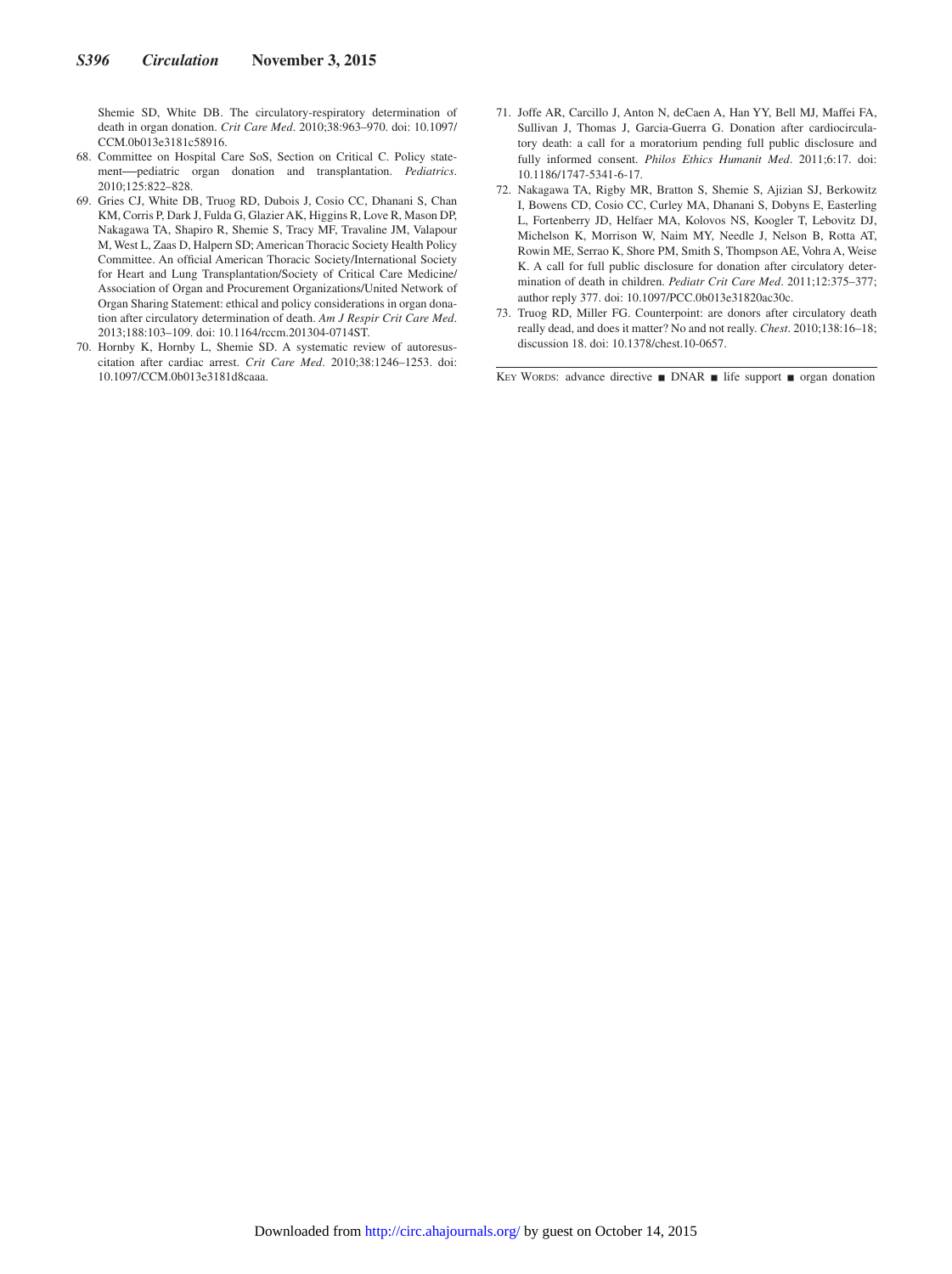Shemie SD, White DB. The circulatory-respiratory determination of death in organ donation. *Crit Care Med*. 2010;38:963–970. doi: 10.1097/CCM.0b013e3181c58916.

68. Committee on Hospital Care SoS, Section on Critical C. Policy statement—pediatric organ donation and transplantation. *Pediatrics*. 2010;125:822–828.
69. Gries CJ, White DB, Truog RD, Dubois J, Cosio CC, Dhanani S, Chan KM, Corris P, Dark J, Fulda G, Glazier AK, Higgins R, Love R, Mason DP, Nakagawa TA, Shapiro R, Shemie S, Tracy MF, Travaline JM, Valapour M, West L, Zaas D, Halpern SD; American Thoracic Society Health Policy Committee. An official American Thoracic Society/International Society for Heart and Lung Transplantation/Society of Critical Care Medicine/Association of Organ and Procurement Organizations/United Network of Organ Sharing Statement: ethical and policy considerations in organ donation after circulatory determination of death. *Am J Respir Crit Care Med*. 2013;188:103–109. doi: 10.1164/rccm.201304-0714ST.
70. Hornby K, Hornby L, Shemie SD. A systematic review of autoresuscitation after cardiac arrest. *Crit Care Med*. 2010;38:1246–1253. doi: 10.1097/CCM.0b013e3181d8caaa.
71. Joffe AR, Carcillo J, Anton N, deCaen A, Han YY, Bell MJ, Maffei FA, Sullivan J, Thomas J, Garcia-Guerra G. Donation after cardiocirculatory death: a call for a moratorium pending full public disclosure and fully informed consent. *Philos Ethics Humanit Med*. 2011;6:17. doi: 10.1186/1747-5341-6-17.
72. Nakagawa TA, Rigby MR, Bratton S, Shemie S, Ajizian SJ, Berkowitz I, Bowens CD, Cosio CC, Curley MA, Dhanani S, Dobyns E, Easterling L, Fortenberry JD, Helfaer MA, Kolovos NS, Koogler T, Lebovitz DJ, Michelson K, Morrison W, Naim MY, Needle J, Nelson B, Rotta AT, Rowin ME, Serrao K, Shore PM, Smith S, Thompson AE, Vohra A, Weise K. A call for full public disclosure for donation after circulatory determination of death in children. *Pediatr Crit Care Med*. 2011;12:375–377; author reply 377. doi: 10.1097/PCC.0b013e31820ac30c.
73. Truog RD, Miller FG. Counterpoint: are donors after circulatory death really dead, and does it matter? No and not really. *Chest*. 2010;138:16–18; discussion 18. doi: 10.1378/chest.10-0657.

Key Words: advance directive ■ DNAR ■ life support ■ organ donation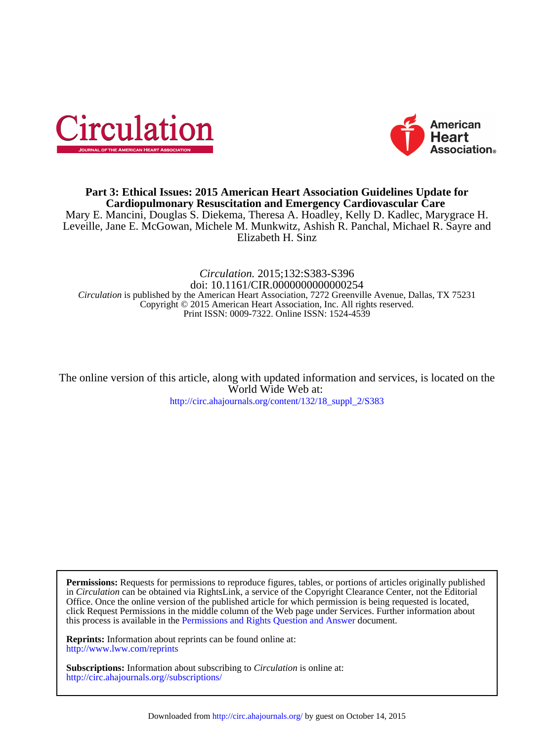**Part 3: Ethical Issues: 2015 American Heart Association Guidelines Update for Cardiopulmonary Resuscitation and Emergency Cardiovascular Care**

Mary E. Mancini, Douglas S. Diekema, Theresa A. Hoadley, Kelly D. Kadlec, Marygrace H. Leveille, Jane E. McGowan, Michele M. Munkwitz, Ashish R. Panchal, Michael R. Sayre and Elizabeth H. Sinz

*Circulation.* 2015;132:S383-S396

doi: 10.1161/CIR.0000000000000254

*Circulation* is published by the American Heart Association, 7272 Greenville Avenue, Dallas, TX 75231

Copyright © 2015 American Heart Association, Inc. All rights reserved.

Print ISSN: 0009-7322. Online ISSN: 1524-4539

The online version of this article, along with updated information and services, is located on the World Wide Web at:

http://circ.ahajournals.org/content/132/18_suppl_2/S383

**Permissions:** Requests for permissions to reproduce figures, tables, or portions of articles originally published in *Circulation* can be obtained via RightsLink, a service of the Copyright Clearance Center, not the Editorial Office. Once the online version of the published article for which permission is being requested is located, click Request Permissions in the middle column of the Web page under Services. Further information about this process is available in the Permissions and Rights Question and Answer document.

**Reprints:** Information about reprints can be found online at:
http://www.lww.com/reprints

**Subscriptions:** Information about subscribing to *Circulation* is online at:
http://circ.ahajournals.org//subscriptions/

Downloaded from http://circ.ahajournals.org/ by guest on October 14, 2015